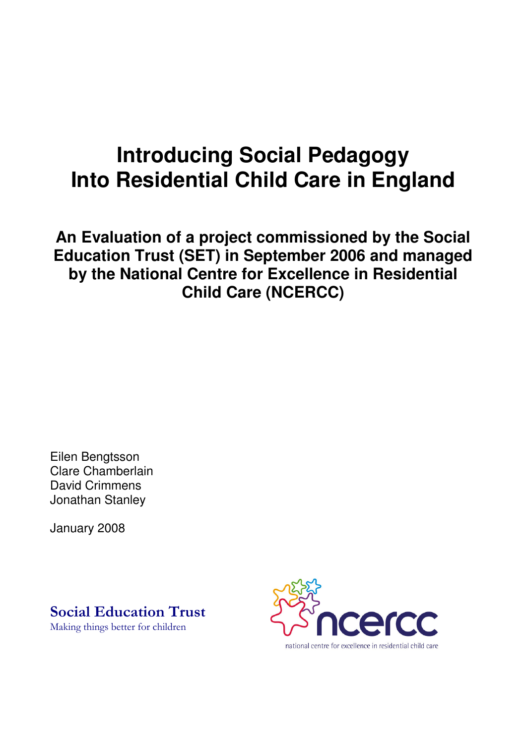# Introducing Social Pedagogy Into Residential Child Care in England

## An Evaluation of a project commissioned by the Social Education Trust (SET) in September 2006 and managed by the National Centre for Excellence in Residential Child Care (NCERCC)

Eilen Bengtsson
Clare Chamberlain
David Crimmens
Jonathan Stanley

January 2008

Social Education Trust
Making things better for children

ncercc
national centre for excellence in residential child care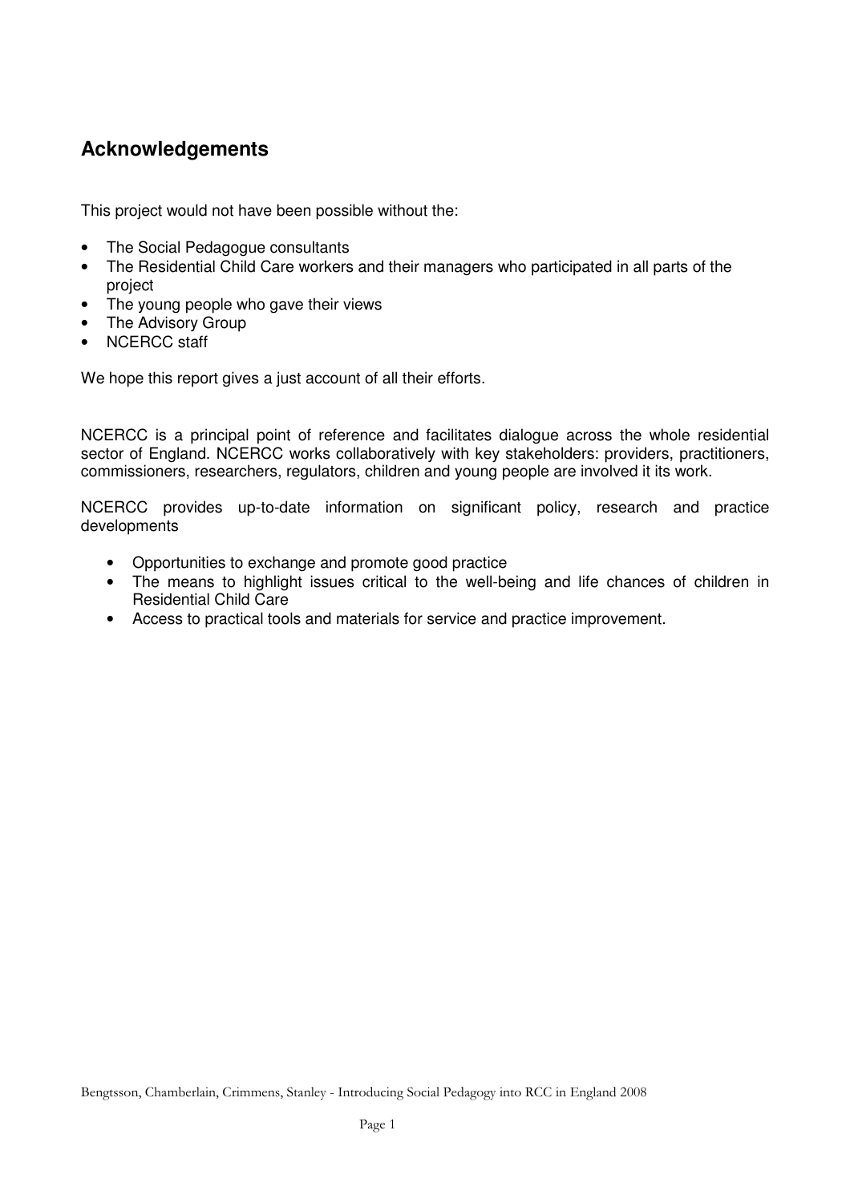## Acknowledgements

This project would not have been possible without the:

- The Social Pedagogue consultants
- The Residential Child Care workers and their managers who participated in all parts of the project
- The young people who gave their views
- The Advisory Group
- NCERCC staff

We hope this report gives a just account of all their efforts.

NCERCC is a principal point of reference and facilitates dialogue across the whole residential sector of England. NCERCC works collaboratively with key stakeholders: providers, practitioners, commissioners, researchers, regulators, children and young people are involved it its work.

NCERCC provides up-to-date information on significant policy, research and practice developments

- Opportunities to exchange and promote good practice
- The means to highlight issues critical to the well-being and life chances of children in Residential Child Care
- Access to practical tools and materials for service and practice improvement.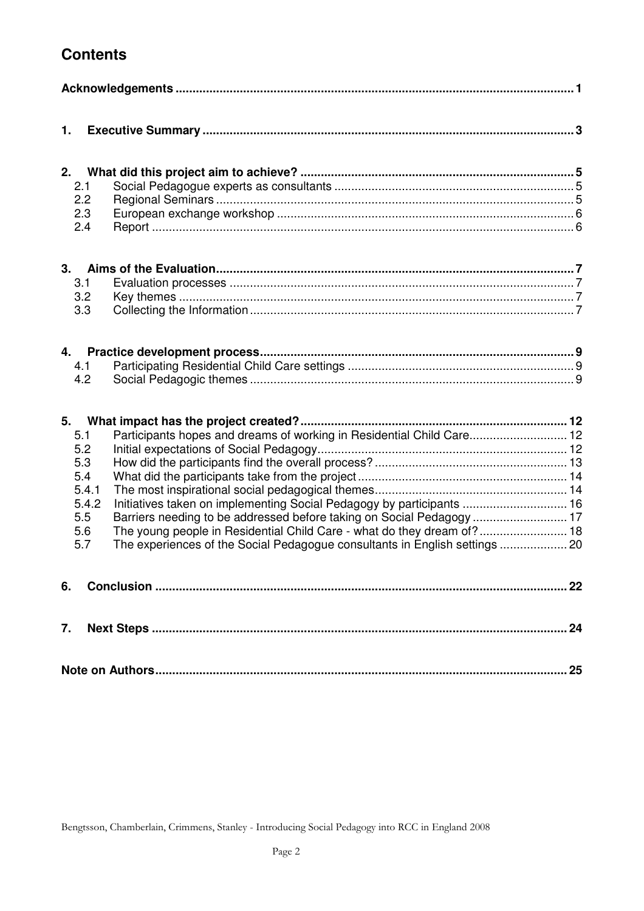# Contents

**Acknowledgements** ..................................................................................................................... 1

**1. Executive Summary** ............................................................................................................. 3

**2. What did this project aim to achieve?** ................................................................................ 5

- 2.1 Social Pedagogue experts as consultants ....................................................................... 5
- 2.2 Regional Seminars ........................................................................................................... 5
- 2.3 European exchange workshop ......................................................................................... 6
- 2.4 Report .............................................................................................................................. 6

**3. Aims of the Evaluation** ......................................................................................................... 7

- 3.1 Evaluation processes ...................................................................................................... 7
- 3.2 Key themes ..................................................................................................................... 7
- 3.3 Collecting the Information ................................................................................................ 7

**4. Practice development process** ............................................................................................ 9

- 4.1 Participating Residential Child Care settings ................................................................... 9
- 4.2 Social Pedagogic themes ................................................................................................ 9

**5. What impact has the project created?** ............................................................................... 12

- 5.1 Participants hopes and dreams of working in Residential Child Care............................. 12
- 5.2 Initial expectations of Social Pedagogy........................................................................... 12
- 5.3 How did the participants find the overall process? .......................................................... 13
- 5.4 What did the participants take from the project .............................................................. 14
- 5.4.1 The most inspirational social pedagogical themes.......................................................... 14
- 5.4.2 Initiatives taken on implementing Social Pedagogy by participants ................................ 16
- 5.5 Barriers needing to be addressed before taking on Social Pedagogy ............................ 17
- 5.6 The young people in Residential Child Care - what do they dream of? .......................... 18
- 5.7 The experiences of the Social Pedagogue consultants in English settings .................... 20

**6. Conclusion** ........................................................................................................................ 22

**7. Next Steps** ......................................................................................................................... 24

**Note on Authors** ..................................................................................................................... 25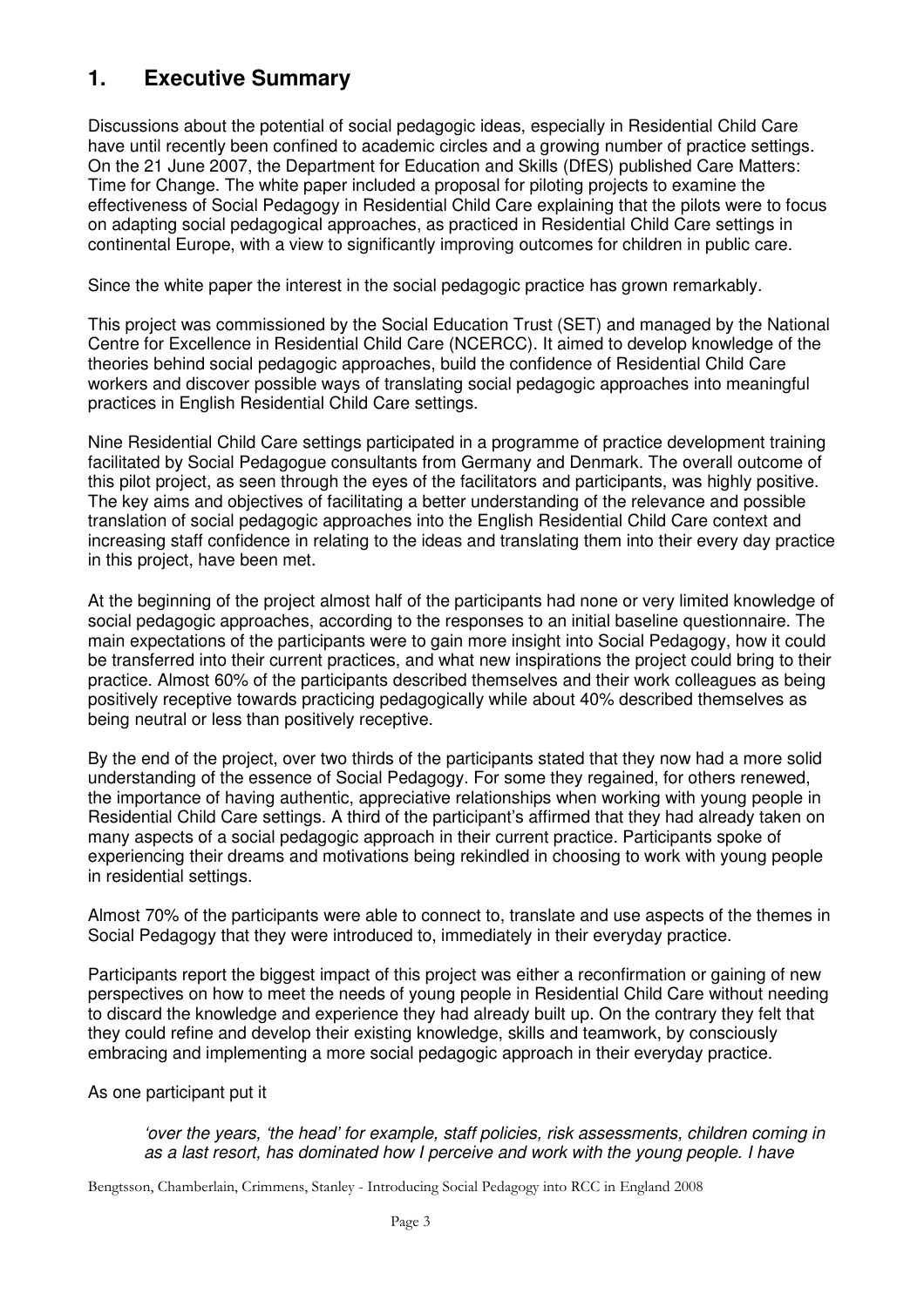# 1. Executive Summary

Discussions about the potential of social pedagogic ideas, especially in Residential Child Care have until recently been confined to academic circles and a growing number of practice settings. On the 21 June 2007, the Department for Education and Skills (DfES) published Care Matters: Time for Change. The white paper included a proposal for piloting projects to examine the effectiveness of Social Pedagogy in Residential Child Care explaining that the pilots were to focus on adapting social pedagogical approaches, as practiced in Residential Child Care settings in continental Europe, with a view to significantly improving outcomes for children in public care.

Since the white paper the interest in the social pedagogic practice has grown remarkably.

This project was commissioned by the Social Education Trust (SET) and managed by the National Centre for Excellence in Residential Child Care (NCERCC). It aimed to develop knowledge of the theories behind social pedagogic approaches, build the confidence of Residential Child Care workers and discover possible ways of translating social pedagogic approaches into meaningful practices in English Residential Child Care settings.

Nine Residential Child Care settings participated in a programme of practice development training facilitated by Social Pedagogue consultants from Germany and Denmark. The overall outcome of this pilot project, as seen through the eyes of the facilitators and participants, was highly positive. The key aims and objectives of facilitating a better understanding of the relevance and possible translation of social pedagogic approaches into the English Residential Child Care context and increasing staff confidence in relating to the ideas and translating them into their every day practice in this project, have been met.

At the beginning of the project almost half of the participants had none or very limited knowledge of social pedagogic approaches, according to the responses to an initial baseline questionnaire. The main expectations of the participants were to gain more insight into Social Pedagogy, how it could be transferred into their current practices, and what new inspirations the project could bring to their practice. Almost 60% of the participants described themselves and their work colleagues as being positively receptive towards practicing pedagogically while about 40% described themselves as being neutral or less than positively receptive.

By the end of the project, over two thirds of the participants stated that they now had a more solid understanding of the essence of Social Pedagogy. For some they regained, for others renewed, the importance of having authentic, appreciative relationships when working with young people in Residential Child Care settings. A third of the participant's affirmed that they had already taken on many aspects of a social pedagogic approach in their current practice. Participants spoke of experiencing their dreams and motivations being rekindled in choosing to work with young people in residential settings.

Almost 70% of the participants were able to connect to, translate and use aspects of the themes in Social Pedagogy that they were introduced to, immediately in their everyday practice.

Participants report the biggest impact of this project was either a reconfirmation or gaining of new perspectives on how to meet the needs of young people in Residential Child Care without needing to discard the knowledge and experience they had already built up. On the contrary they felt that they could refine and develop their existing knowledge, skills and teamwork, by consciously embracing and implementing a more social pedagogic approach in their everyday practice.

As one participant put it

> *'over the years, 'the head' for example, staff policies, risk assessments, children coming in as a last resort, has dominated how I perceive and work with the young people. I have*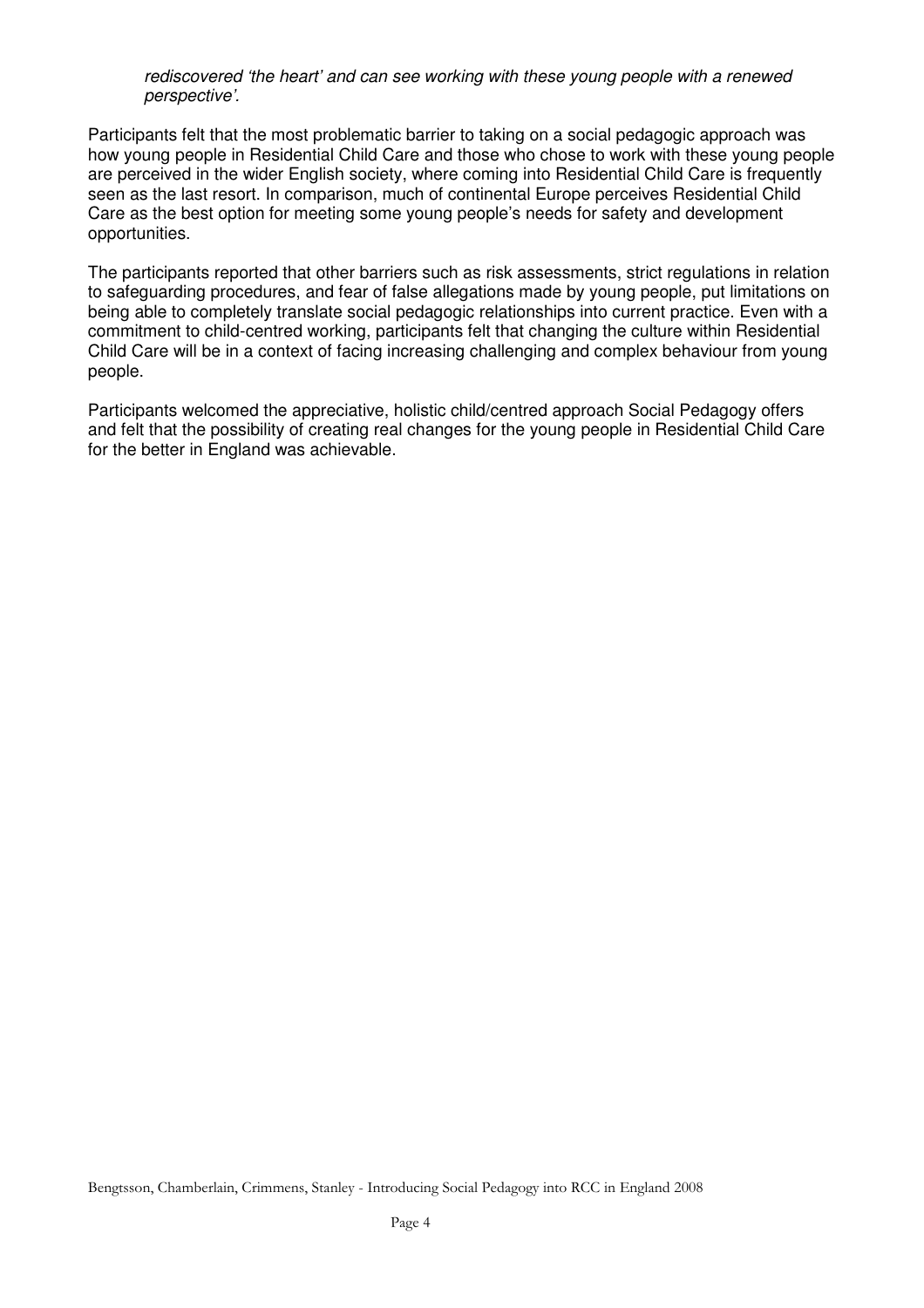*rediscovered 'the heart' and can see working with these young people with a renewed perspective'.*

Participants felt that the most problematic barrier to taking on a social pedagogic approach was how young people in Residential Child Care and those who chose to work with these young people are perceived in the wider English society, where coming into Residential Child Care is frequently seen as the last resort. In comparison, much of continental Europe perceives Residential Child Care as the best option for meeting some young people's needs for safety and development opportunities.

The participants reported that other barriers such as risk assessments, strict regulations in relation to safeguarding procedures, and fear of false allegations made by young people, put limitations on being able to completely translate social pedagogic relationships into current practice. Even with a commitment to child-centred working, participants felt that changing the culture within Residential Child Care will be in a context of facing increasing challenging and complex behaviour from young people.

Participants welcomed the appreciative, holistic child/centred approach Social Pedagogy offers and felt that the possibility of creating real changes for the young people in Residential Child Care for the better in England was achievable.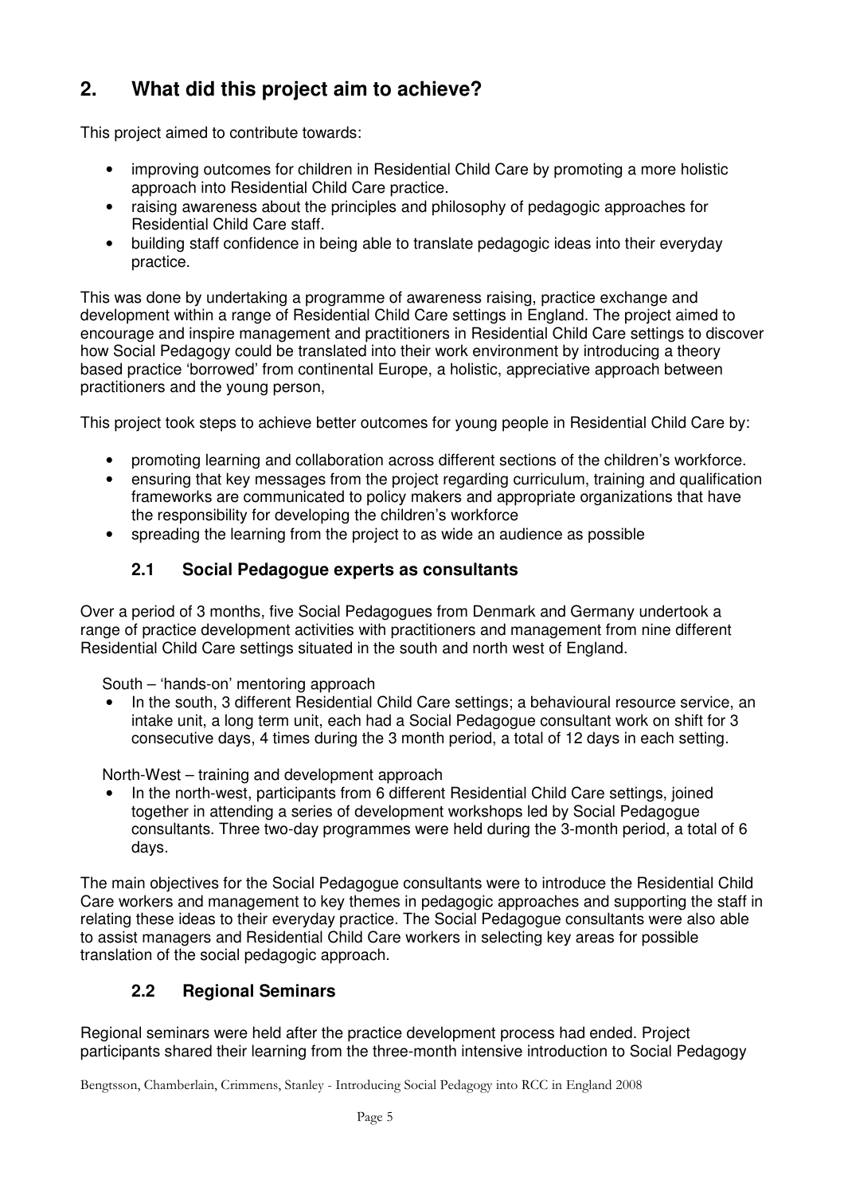## 2. What did this project aim to achieve?

This project aimed to contribute towards:

- improving outcomes for children in Residential Child Care by promoting a more holistic approach into Residential Child Care practice.
- raising awareness about the principles and philosophy of pedagogic approaches for Residential Child Care staff.
- building staff confidence in being able to translate pedagogic ideas into their everyday practice.

This was done by undertaking a programme of awareness raising, practice exchange and development within a range of Residential Child Care settings in England. The project aimed to encourage and inspire management and practitioners in Residential Child Care settings to discover how Social Pedagogy could be translated into their work environment by introducing a theory based practice 'borrowed' from continental Europe, a holistic, appreciative approach between practitioners and the young person,

This project took steps to achieve better outcomes for young people in Residential Child Care by:

- promoting learning and collaboration across different sections of the children's workforce.
- ensuring that key messages from the project regarding curriculum, training and qualification frameworks are communicated to policy makers and appropriate organizations that have the responsibility for developing the children's workforce
- spreading the learning from the project to as wide an audience as possible

### 2.1 Social Pedagogue experts as consultants

Over a period of 3 months, five Social Pedagogues from Denmark and Germany undertook a range of practice development activities with practitioners and management from nine different Residential Child Care settings situated in the south and north west of England.

South – 'hands-on' mentoring approach

- In the south, 3 different Residential Child Care settings; a behavioural resource service, an intake unit, a long term unit, each had a Social Pedagogue consultant work on shift for 3 consecutive days, 4 times during the 3 month period, a total of 12 days in each setting.

North-West – training and development approach

- In the north-west, participants from 6 different Residential Child Care settings, joined together in attending a series of development workshops led by Social Pedagogue consultants. Three two-day programmes were held during the 3-month period, a total of 6 days.

The main objectives for the Social Pedagogue consultants were to introduce the Residential Child Care workers and management to key themes in pedagogic approaches and supporting the staff in relating these ideas to their everyday practice. The Social Pedagogue consultants were also able to assist managers and Residential Child Care workers in selecting key areas for possible translation of the social pedagogic approach.

### 2.2 Regional Seminars

Regional seminars were held after the practice development process had ended. Project participants shared their learning from the three-month intensive introduction to Social Pedagogy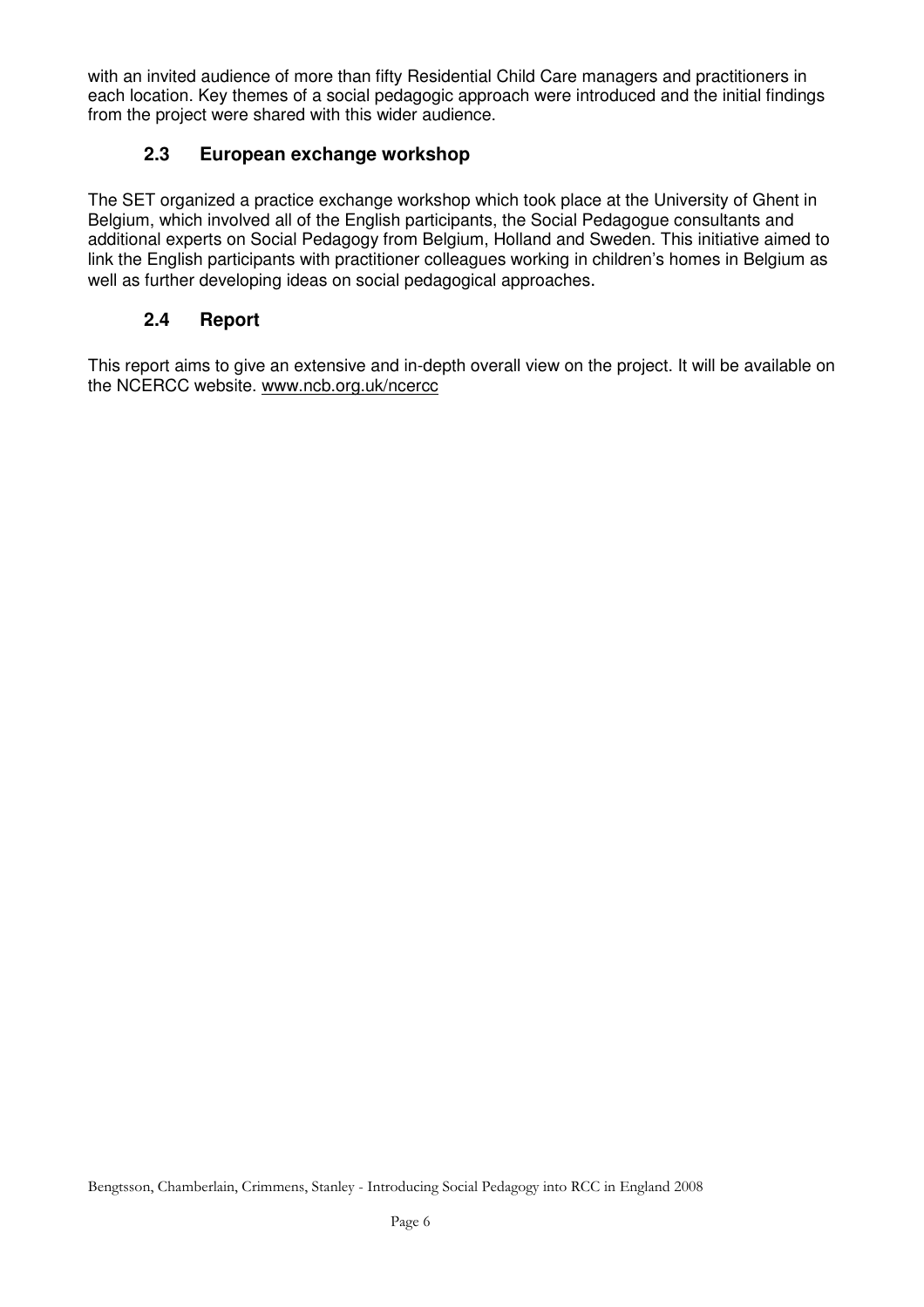with an invited audience of more than fifty Residential Child Care managers and practitioners in each location. Key themes of a social pedagogic approach were introduced and the initial findings from the project were shared with this wider audience.

### 2.3 European exchange workshop

The SET organized a practice exchange workshop which took place at the University of Ghent in Belgium, which involved all of the English participants, the Social Pedagogue consultants and additional experts on Social Pedagogy from Belgium, Holland and Sweden. This initiative aimed to link the English participants with practitioner colleagues working in children's homes in Belgium as well as further developing ideas on social pedagogical approaches.

### 2.4 Report

This report aims to give an extensive and in-depth overall view on the project. It will be available on the NCERCC website. www.ncb.org.uk/ncercc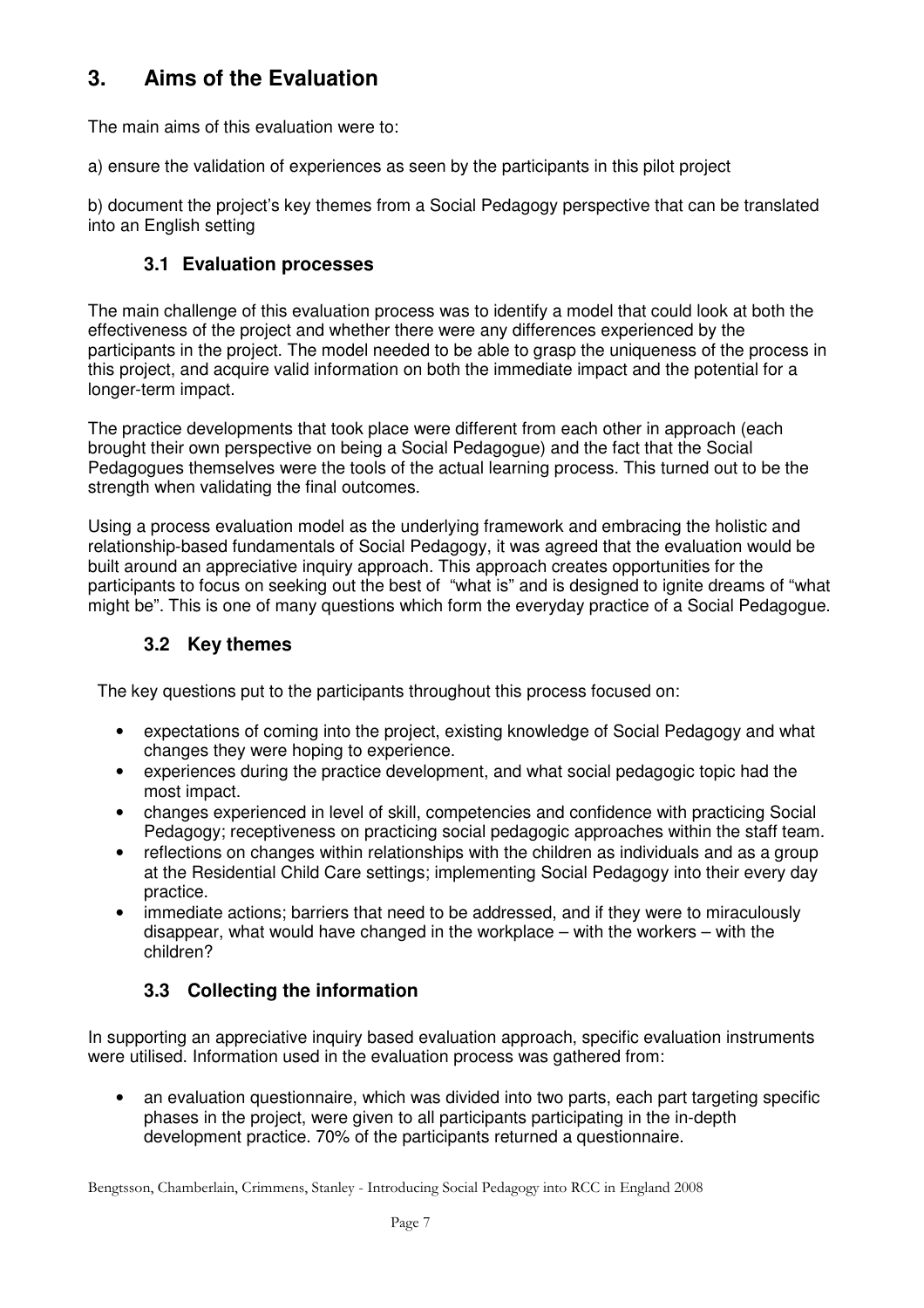# 3. Aims of the Evaluation

The main aims of this evaluation were to:

a) ensure the validation of experiences as seen by the participants in this pilot project

b) document the project's key themes from a Social Pedagogy perspective that can be translated into an English setting

## 3.1 Evaluation processes

The main challenge of this evaluation process was to identify a model that could look at both the effectiveness of the project and whether there were any differences experienced by the participants in the project. The model needed to be able to grasp the uniqueness of the process in this project, and acquire valid information on both the immediate impact and the potential for a longer-term impact.

The practice developments that took place were different from each other in approach (each brought their own perspective on being a Social Pedagogue) and the fact that the Social Pedagogues themselves were the tools of the actual learning process. This turned out to be the strength when validating the final outcomes.

Using a process evaluation model as the underlying framework and embracing the holistic and relationship-based fundamentals of Social Pedagogy, it was agreed that the evaluation would be built around an appreciative inquiry approach. This approach creates opportunities for the participants to focus on seeking out the best of "what is" and is designed to ignite dreams of "what might be". This is one of many questions which form the everyday practice of a Social Pedagogue.

## 3.2 Key themes

The key questions put to the participants throughout this process focused on:

- expectations of coming into the project, existing knowledge of Social Pedagogy and what changes they were hoping to experience.
- experiences during the practice development, and what social pedagogic topic had the most impact.
- changes experienced in level of skill, competencies and confidence with practicing Social Pedagogy; receptiveness on practicing social pedagogic approaches within the staff team.
- reflections on changes within relationships with the children as individuals and as a group at the Residential Child Care settings; implementing Social Pedagogy into their every day practice.
- immediate actions; barriers that need to be addressed, and if they were to miraculously disappear, what would have changed in the workplace – with the workers – with the children?

## 3.3 Collecting the information

In supporting an appreciative inquiry based evaluation approach, specific evaluation instruments were utilised. Information used in the evaluation process was gathered from:

- an evaluation questionnaire, which was divided into two parts, each part targeting specific phases in the project, were given to all participants participating in the in-depth development practice. 70% of the participants returned a questionnaire.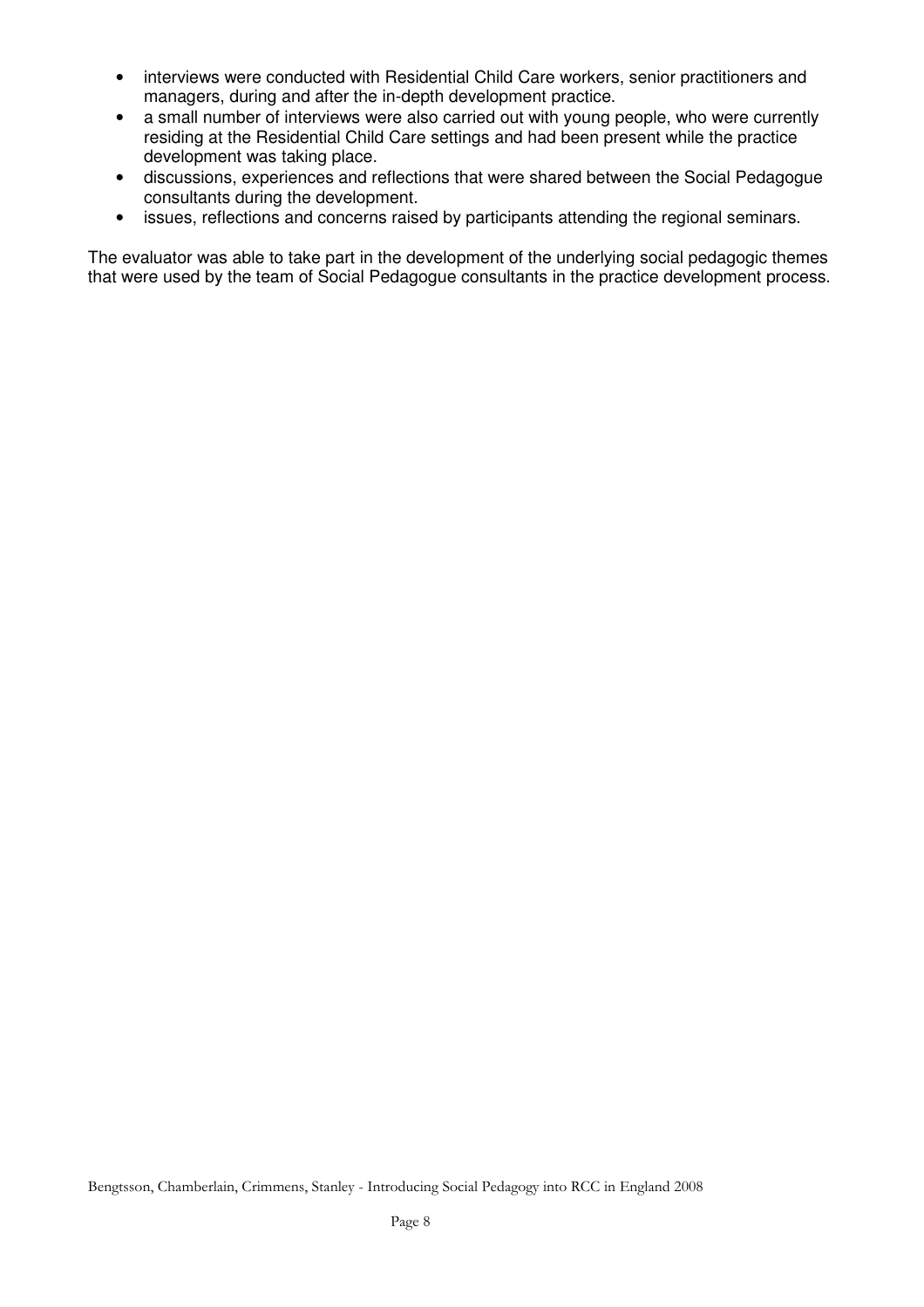- interviews were conducted with Residential Child Care workers, senior practitioners and managers, during and after the in-depth development practice.
- a small number of interviews were also carried out with young people, who were currently residing at the Residential Child Care settings and had been present while the practice development was taking place.
- discussions, experiences and reflections that were shared between the Social Pedagogue consultants during the development.
- issues, reflections and concerns raised by participants attending the regional seminars.

The evaluator was able to take part in the development of the underlying social pedagogic themes that were used by the team of Social Pedagogue consultants in the practice development process.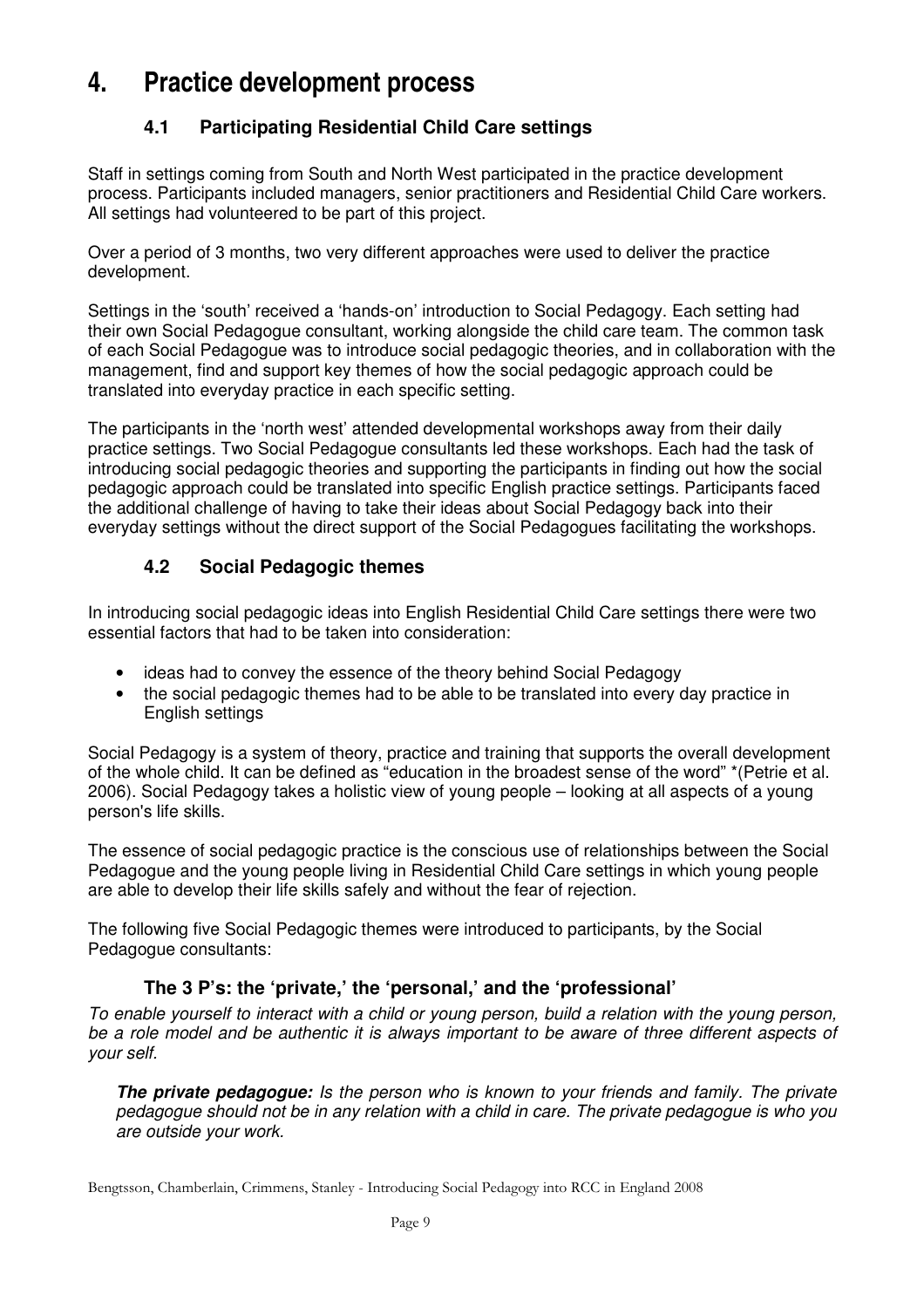# 4. Practice development process

## 4.1 Participating Residential Child Care settings

Staff in settings coming from South and North West participated in the practice development process. Participants included managers, senior practitioners and Residential Child Care workers. All settings had volunteered to be part of this project.

Over a period of 3 months, two very different approaches were used to deliver the practice development.

Settings in the 'south' received a 'hands-on' introduction to Social Pedagogy. Each setting had their own Social Pedagogue consultant, working alongside the child care team. The common task of each Social Pedagogue was to introduce social pedagogic theories, and in collaboration with the management, find and support key themes of how the social pedagogic approach could be translated into everyday practice in each specific setting.

The participants in the 'north west' attended developmental workshops away from their daily practice settings. Two Social Pedagogue consultants led these workshops. Each had the task of introducing social pedagogic theories and supporting the participants in finding out how the social pedagogic approach could be translated into specific English practice settings. Participants faced the additional challenge of having to take their ideas about Social Pedagogy back into their everyday settings without the direct support of the Social Pedagogues facilitating the workshops.

## 4.2 Social Pedagogic themes

In introducing social pedagogic ideas into English Residential Child Care settings there were two essential factors that had to be taken into consideration:

- ideas had to convey the essence of the theory behind Social Pedagogy
- the social pedagogic themes had to be able to be translated into every day practice in English settings

Social Pedagogy is a system of theory, practice and training that supports the overall development of the whole child. It can be defined as "education in the broadest sense of the word" *(Petrie et al. 2006). Social Pedagogy takes a holistic view of young people – looking at all aspects of a young person's life skills.

The essence of social pedagogic practice is the conscious use of relationships between the Social Pedagogue and the young people living in Residential Child Care settings in which young people are able to develop their life skills safely and without the fear of rejection.

The following five Social Pedagogic themes were introduced to participants, by the Social Pedagogue consultants:

### The 3 P's: the 'private,' the 'personal,' and the 'professional'

*To enable yourself to interact with a child or young person, build a relation with the young person, be a role model and be authentic it is always important to be aware of three different aspects of your self.*

> ***The private pedagogue:*** *Is the person who is known to your friends and family. The private pedagogue should not be in any relation with a child in care. The private pedagogue is who you are outside your work.*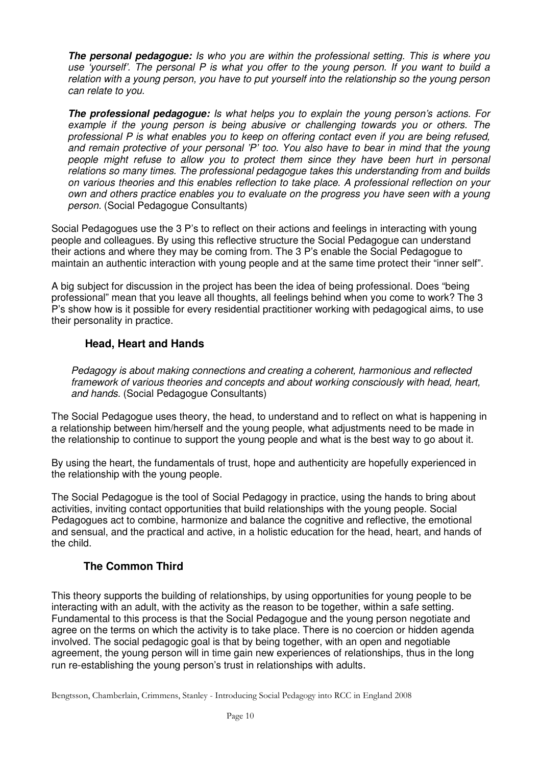*__The personal pedagogue:__ Is who you are within the professional setting. This is where you use 'yourself'. The personal P is what you offer to the young person. If you want to build a relation with a young person, you have to put yourself into the relationship so the young person can relate to you.*

*__The professional pedagogue:__ Is what helps you to explain the young person's actions. For example if the young person is being abusive or challenging towards you or others. The professional P is what enables you to keep on offering contact even if you are being refused, and remain protective of your personal 'P' too. You also have to bear in mind that the young people might refuse to allow you to protect them since they have been hurt in personal relations so many times. The professional pedagogue takes this understanding from and builds on various theories and this enables reflection to take place. A professional reflection on your own and others practice enables you to evaluate on the progress you have seen with a young person.* (Social Pedagogue Consultants)

Social Pedagogues use the 3 P's to reflect on their actions and feelings in interacting with young people and colleagues. By using this reflective structure the Social Pedagogue can understand their actions and where they may be coming from. The 3 P's enable the Social Pedagogue to maintain an authentic interaction with young people and at the same time protect their "inner self".

A big subject for discussion in the project has been the idea of being professional. Does "being professional" mean that you leave all thoughts, all feelings behind when you come to work? The 3 P's show how is it possible for every residential practitioner working with pedagogical aims, to use their personality in practice.

## Head, Heart and Hands

*Pedagogy is about making connections and creating a coherent, harmonious and reflected framework of various theories and concepts and about working consciously with head, heart, and hands.* (Social Pedagogue Consultants)

The Social Pedagogue uses theory, the head, to understand and to reflect on what is happening in a relationship between him/herself and the young people, what adjustments need to be made in the relationship to continue to support the young people and what is the best way to go about it.

By using the heart, the fundamentals of trust, hope and authenticity are hopefully experienced in the relationship with the young people.

The Social Pedagogue is the tool of Social Pedagogy in practice, using the hands to bring about activities, inviting contact opportunities that build relationships with the young people. Social Pedagogues act to combine, harmonize and balance the cognitive and reflective, the emotional and sensual, and the practical and active, in a holistic education for the head, heart, and hands of the child.

## The Common Third

This theory supports the building of relationships, by using opportunities for young people to be interacting with an adult, with the activity as the reason to be together, within a safe setting. Fundamental to this process is that the Social Pedagogue and the young person negotiate and agree on the terms on which the activity is to take place. There is no coercion or hidden agenda involved. The social pedagogic goal is that by being together, with an open and negotiable agreement, the young person will in time gain new experiences of relationships, thus in the long run re-establishing the young person's trust in relationships with adults.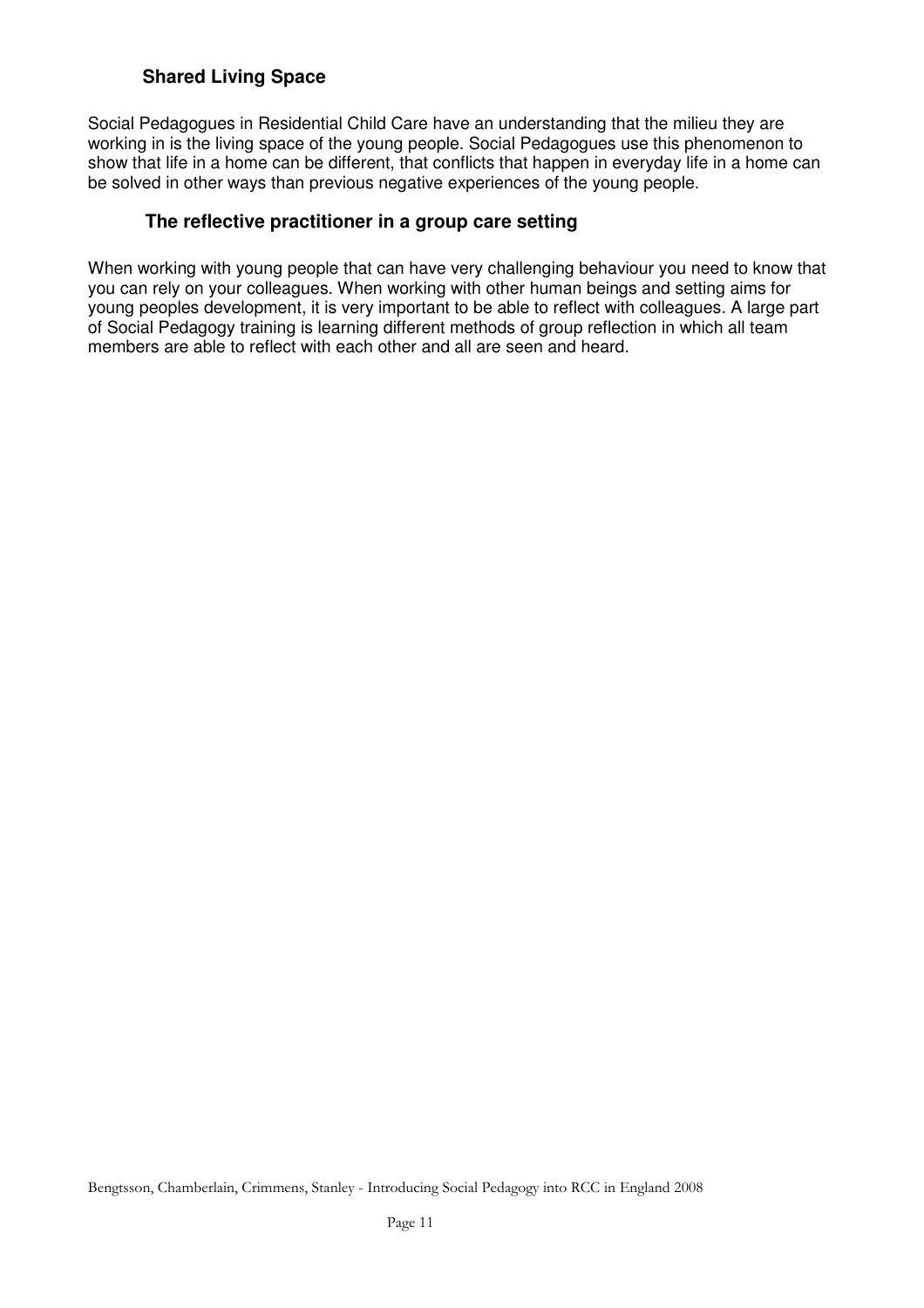### Shared Living Space

Social Pedagogues in Residential Child Care have an understanding that the milieu they are working in is the living space of the young people. Social Pedagogues use this phenomenon to show that life in a home can be different, that conflicts that happen in everyday life in a home can be solved in other ways than previous negative experiences of the young people.

### The reflective practitioner in a group care setting

When working with young people that can have very challenging behaviour you need to know that you can rely on your colleagues. When working with other human beings and setting aims for young peoples development, it is very important to be able to reflect with colleagues. A large part of Social Pedagogy training is learning different methods of group reflection in which all team members are able to reflect with each other and all are seen and heard.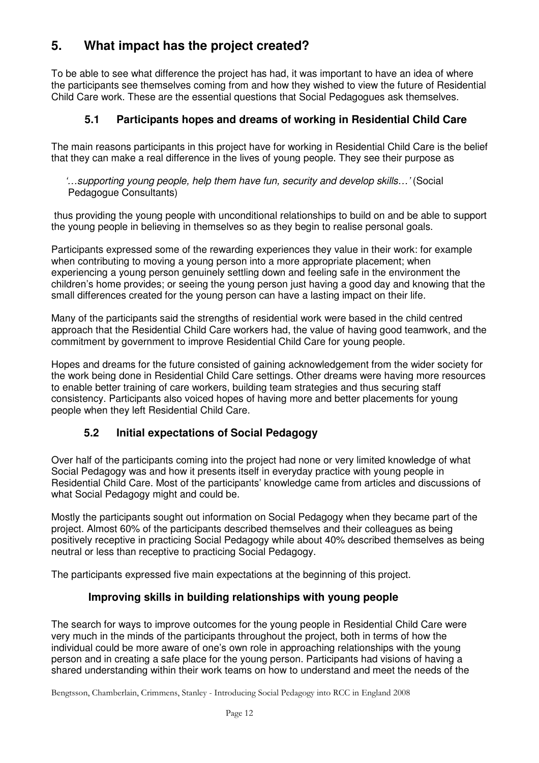## 5. What impact has the project created?

To be able to see what difference the project has had, it was important to have an idea of where the participants see themselves coming from and how they wished to view the future of Residential Child Care work. These are the essential questions that Social Pedagogues ask themselves.

### 5.1 Participants hopes and dreams of working in Residential Child Care

The main reasons participants in this project have for working in Residential Child Care is the belief that they can make a real difference in the lives of young people. They see their purpose as

> *'…supporting young people, help them have fun, security and develop skills…'* (Social Pedagogue Consultants)

thus providing the young people with unconditional relationships to build on and be able to support the young people in believing in themselves so as they begin to realise personal goals.

Participants expressed some of the rewarding experiences they value in their work: for example when contributing to moving a young person into a more appropriate placement; when experiencing a young person genuinely settling down and feeling safe in the environment the children's home provides; or seeing the young person just having a good day and knowing that the small differences created for the young person can have a lasting impact on their life.

Many of the participants said the strengths of residential work were based in the child centred approach that the Residential Child Care workers had, the value of having good teamwork, and the commitment by government to improve Residential Child Care for young people.

Hopes and dreams for the future consisted of gaining acknowledgement from the wider society for the work being done in Residential Child Care settings. Other dreams were having more resources to enable better training of care workers, building team strategies and thus securing staff consistency. Participants also voiced hopes of having more and better placements for young people when they left Residential Child Care.

### 5.2 Initial expectations of Social Pedagogy

Over half of the participants coming into the project had none or very limited knowledge of what Social Pedagogy was and how it presents itself in everyday practice with young people in Residential Child Care. Most of the participants' knowledge came from articles and discussions of what Social Pedagogy might and could be.

Mostly the participants sought out information on Social Pedagogy when they became part of the project. Almost 60% of the participants described themselves and their colleagues as being positively receptive in practicing Social Pedagogy while about 40% described themselves as being neutral or less than receptive to practicing Social Pedagogy.

The participants expressed five main expectations at the beginning of this project.

#### Improving skills in building relationships with young people

The search for ways to improve outcomes for the young people in Residential Child Care were very much in the minds of the participants throughout the project, both in terms of how the individual could be more aware of one's own role in approaching relationships with the young person and in creating a safe place for the young person. Participants had visions of having a shared understanding within their work teams on how to understand and meet the needs of the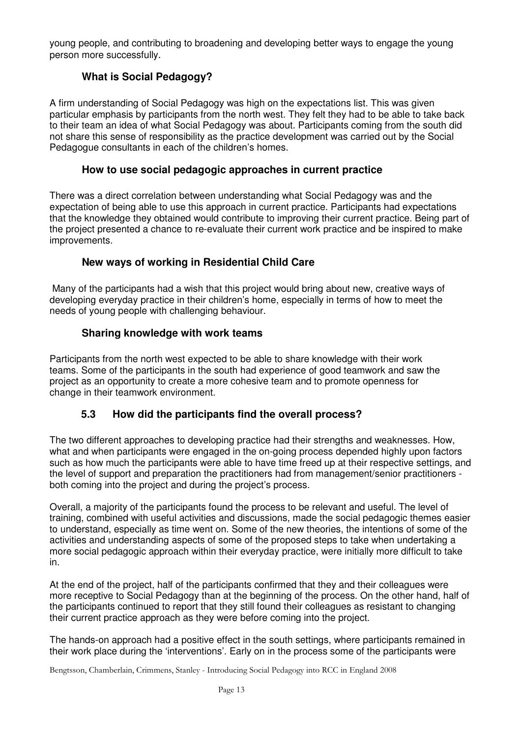young people, and contributing to broadening and developing better ways to engage the young person more successfully.

### What is Social Pedagogy?

A firm understanding of Social Pedagogy was high on the expectations list. This was given particular emphasis by participants from the north west. They felt they had to be able to take back to their team an idea of what Social Pedagogy was about. Participants coming from the south did not share this sense of responsibility as the practice development was carried out by the Social Pedagogue consultants in each of the children's homes.

### How to use social pedagogic approaches in current practice

There was a direct correlation between understanding what Social Pedagogy was and the expectation of being able to use this approach in current practice. Participants had expectations that the knowledge they obtained would contribute to improving their current practice. Being part of the project presented a chance to re-evaluate their current work practice and be inspired to make improvements.

### New ways of working in Residential Child Care

Many of the participants had a wish that this project would bring about new, creative ways of developing everyday practice in their children's home, especially in terms of how to meet the needs of young people with challenging behaviour.

### Sharing knowledge with work teams

Participants from the north west expected to be able to share knowledge with their work teams. Some of the participants in the south had experience of good teamwork and saw the project as an opportunity to create a more cohesive team and to promote openness for change in their teamwork environment.

## 5.3 How did the participants find the overall process?

The two different approaches to developing practice had their strengths and weaknesses. How, what and when participants were engaged in the on-going process depended highly upon factors such as how much the participants were able to have time freed up at their respective settings, and the level of support and preparation the practitioners had from management/senior practitioners - both coming into the project and during the project's process.

Overall, a majority of the participants found the process to be relevant and useful. The level of training, combined with useful activities and discussions, made the social pedagogic themes easier to understand, especially as time went on. Some of the new theories, the intentions of some of the activities and understanding aspects of some of the proposed steps to take when undertaking a more social pedagogic approach within their everyday practice, were initially more difficult to take in.

At the end of the project, half of the participants confirmed that they and their colleagues were more receptive to Social Pedagogy than at the beginning of the process. On the other hand, half of the participants continued to report that they still found their colleagues as resistant to changing their current practice approach as they were before coming into the project.

The hands-on approach had a positive effect in the south settings, where participants remained in their work place during the 'interventions'. Early on in the process some of the participants were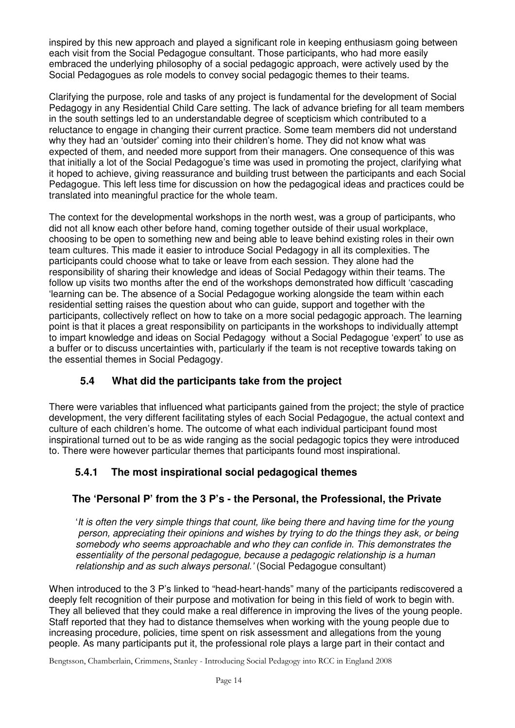inspired by this new approach and played a significant role in keeping enthusiasm going between each visit from the Social Pedagogue consultant. Those participants, who had more easily embraced the underlying philosophy of a social pedagogic approach, were actively used by the Social Pedagogues as role models to convey social pedagogic themes to their teams.

Clarifying the purpose, role and tasks of any project is fundamental for the development of Social Pedagogy in any Residential Child Care setting. The lack of advance briefing for all team members in the south settings led to an understandable degree of scepticism which contributed to a reluctance to engage in changing their current practice. Some team members did not understand why they had an 'outsider' coming into their children's home. They did not know what was expected of them, and needed more support from their managers. One consequence of this was that initially a lot of the Social Pedagogue's time was used in promoting the project, clarifying what it hoped to achieve, giving reassurance and building trust between the participants and each Social Pedagogue. This left less time for discussion on how the pedagogical ideas and practices could be translated into meaningful practice for the whole team.

The context for the developmental workshops in the north west, was a group of participants, who did not all know each other before hand, coming together outside of their usual workplace, choosing to be open to something new and being able to leave behind existing roles in their own team cultures. This made it easier to introduce Social Pedagogy in all its complexities. The participants could choose what to take or leave from each session. They alone had the responsibility of sharing their knowledge and ideas of Social Pedagogy within their teams. The follow up visits two months after the end of the workshops demonstrated how difficult 'cascading 'learning can be. The absence of a Social Pedagogue working alongside the team within each residential setting raises the question about who can guide, support and together with the participants, collectively reflect on how to take on a more social pedagogic approach. The learning point is that it places a great responsibility on participants in the workshops to individually attempt to impart knowledge and ideas on Social Pedagogy without a Social Pedagogue 'expert' to use as a buffer or to discuss uncertainties with, particularly if the team is not receptive towards taking on the essential themes in Social Pedagogy.

## 5.4 What did the participants take from the project

There were variables that influenced what participants gained from the project; the style of practice development, the very different facilitating styles of each Social Pedagogue, the actual context and culture of each children's home. The outcome of what each individual participant found most inspirational turned out to be as wide ranging as the social pedagogic topics they were introduced to. There were however particular themes that participants found most inspirational.

### 5.4.1 The most inspirational social pedagogical themes

#### The 'Personal P' from the 3 P's - the Personal, the Professional, the Private

> '*It is often the very simple things that count, like being there and having time for the young person, appreciating their opinions and wishes by trying to do the things they ask, or being somebody who seems approachable and who they can confide in. This demonstrates the essentiality of the personal pedagogue, because a pedagogic relationship is a human relationship and as such always personal.'* (Social Pedagogue consultant)

When introduced to the 3 P's linked to "head-heart-hands" many of the participants rediscovered a deeply felt recognition of their purpose and motivation for being in this field of work to begin with. They all believed that they could make a real difference in improving the lives of the young people. Staff reported that they had to distance themselves when working with the young people due to increasing procedure, policies, time spent on risk assessment and allegations from the young people. As many participants put it, the professional role plays a large part in their contact and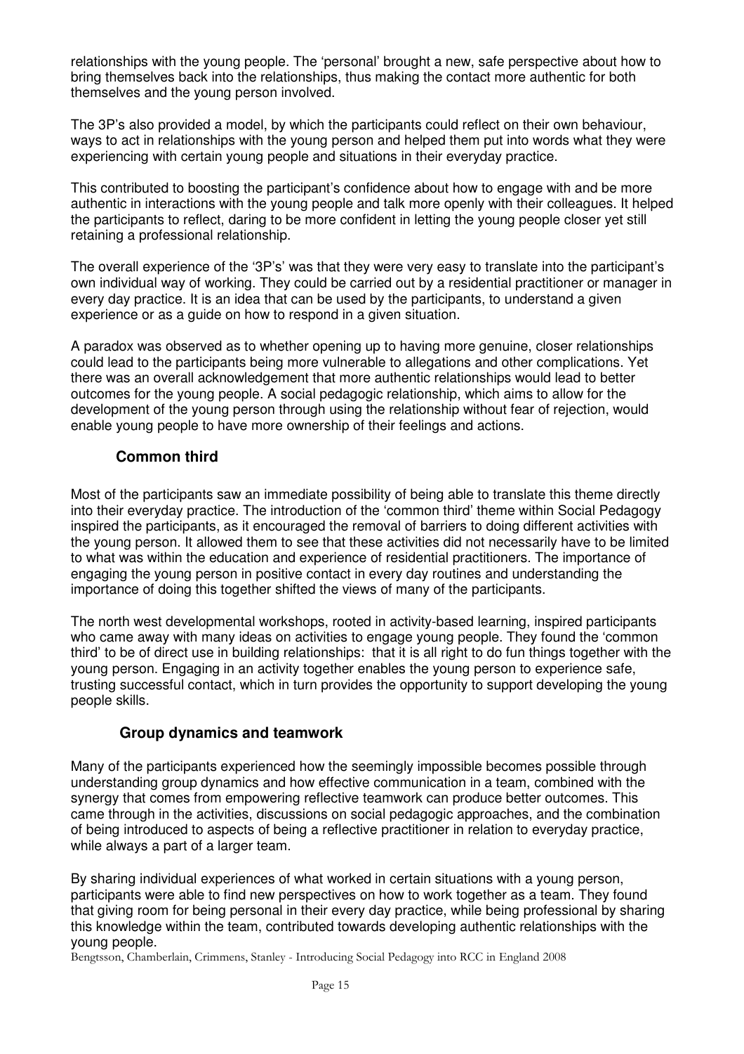relationships with the young people. The 'personal' brought a new, safe perspective about how to bring themselves back into the relationships, thus making the contact more authentic for both themselves and the young person involved.

The 3P's also provided a model, by which the participants could reflect on their own behaviour, ways to act in relationships with the young person and helped them put into words what they were experiencing with certain young people and situations in their everyday practice.

This contributed to boosting the participant's confidence about how to engage with and be more authentic in interactions with the young people and talk more openly with their colleagues. It helped the participants to reflect, daring to be more confident in letting the young people closer yet still retaining a professional relationship.

The overall experience of the '3P's' was that they were very easy to translate into the participant's own individual way of working. They could be carried out by a residential practitioner or manager in every day practice. It is an idea that can be used by the participants, to understand a given experience or as a guide on how to respond in a given situation.

A paradox was observed as to whether opening up to having more genuine, closer relationships could lead to the participants being more vulnerable to allegations and other complications. Yet there was an overall acknowledgement that more authentic relationships would lead to better outcomes for the young people. A social pedagogic relationship, which aims to allow for the development of the young person through using the relationship without fear of rejection, would enable young people to have more ownership of their feelings and actions.

### Common third

Most of the participants saw an immediate possibility of being able to translate this theme directly into their everyday practice. The introduction of the 'common third' theme within Social Pedagogy inspired the participants, as it encouraged the removal of barriers to doing different activities with the young person. It allowed them to see that these activities did not necessarily have to be limited to what was within the education and experience of residential practitioners. The importance of engaging the young person in positive contact in every day routines and understanding the importance of doing this together shifted the views of many of the participants.

The north west developmental workshops, rooted in activity-based learning, inspired participants who came away with many ideas on activities to engage young people. They found the 'common third' to be of direct use in building relationships: that it is all right to do fun things together with the young person. Engaging in an activity together enables the young person to experience safe, trusting successful contact, which in turn provides the opportunity to support developing the young people skills.

### Group dynamics and teamwork

Many of the participants experienced how the seemingly impossible becomes possible through understanding group dynamics and how effective communication in a team, combined with the synergy that comes from empowering reflective teamwork can produce better outcomes. This came through in the activities, discussions on social pedagogic approaches, and the combination of being introduced to aspects of being a reflective practitioner in relation to everyday practice, while always a part of a larger team.

By sharing individual experiences of what worked in certain situations with a young person, participants were able to find new perspectives on how to work together as a team. They found that giving room for being personal in their every day practice, while being professional by sharing this knowledge within the team, contributed towards developing authentic relationships with the young people.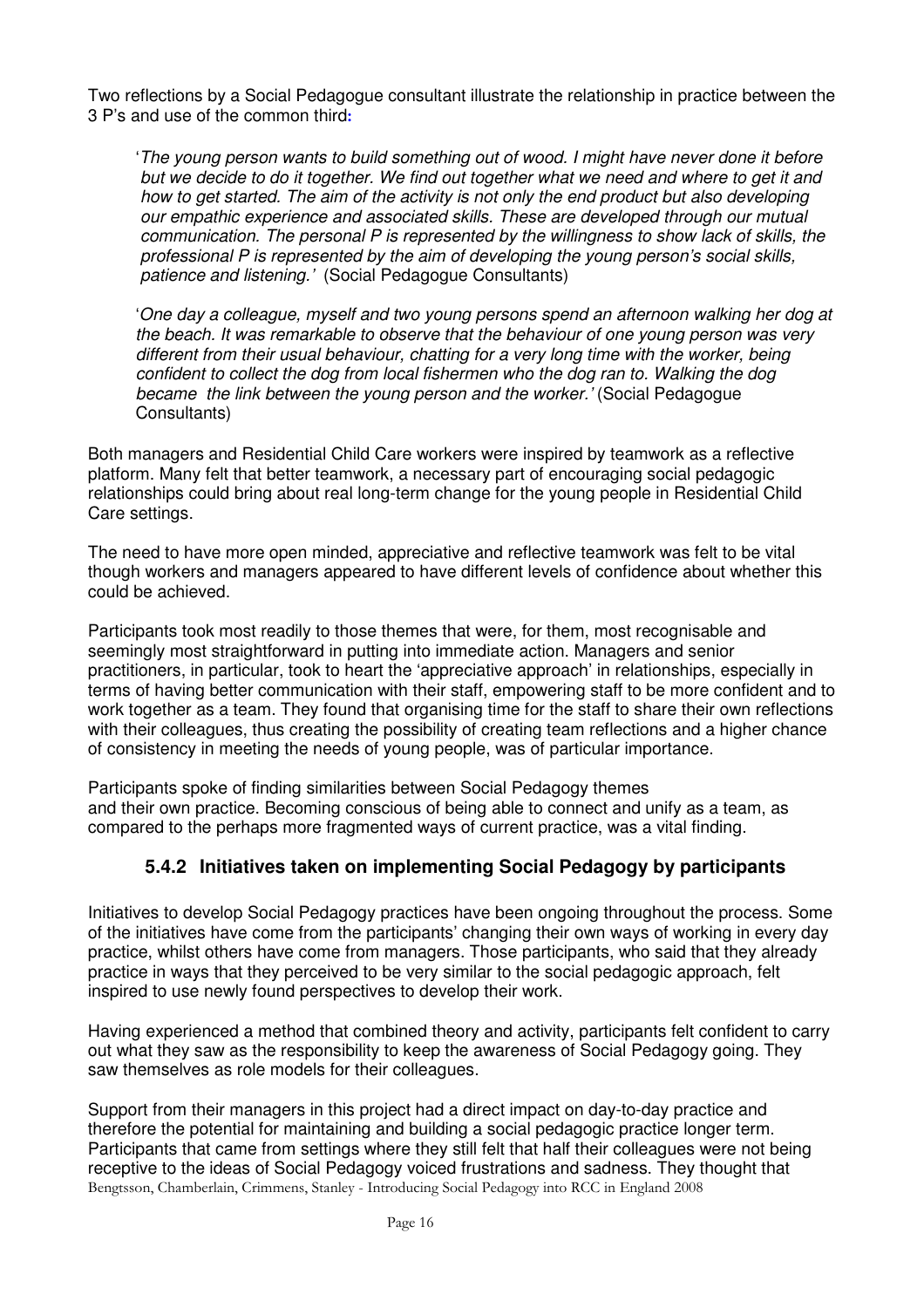Two reflections by a Social Pedagogue consultant illustrate the relationship in practice between the 3 P's and use of the common third:

> '*The young person wants to build something out of wood. I might have never done it before but we decide to do it together. We find out together what we need and where to get it and how to get started. The aim of the activity is not only the end product but also developing our empathic experience and associated skills. These are developed through our mutual communication. The personal P is represented by the willingness to show lack of skills, the professional P is represented by the aim of developing the young person's social skills, patience and listening.*' (Social Pedagogue Consultants)

> '*One day a colleague, myself and two young persons spend an afternoon walking her dog at the beach. It was remarkable to observe that the behaviour of one young person was very different from their usual behaviour, chatting for a very long time with the worker, being confident to collect the dog from local fishermen who the dog ran to. Walking the dog became the link between the young person and the worker.*' (Social Pedagogue Consultants)

Both managers and Residential Child Care workers were inspired by teamwork as a reflective platform. Many felt that better teamwork, a necessary part of encouraging social pedagogic relationships could bring about real long-term change for the young people in Residential Child Care settings.

The need to have more open minded, appreciative and reflective teamwork was felt to be vital though workers and managers appeared to have different levels of confidence about whether this could be achieved.

Participants took most readily to those themes that were, for them, most recognisable and seemingly most straightforward in putting into immediate action. Managers and senior practitioners, in particular, took to heart the 'appreciative approach' in relationships, especially in terms of having better communication with their staff, empowering staff to be more confident and to work together as a team. They found that organising time for the staff to share their own reflections with their colleagues, thus creating the possibility of creating team reflections and a higher chance of consistency in meeting the needs of young people, was of particular importance.

Participants spoke of finding similarities between Social Pedagogy themes and their own practice. Becoming conscious of being able to connect and unify as a team, as compared to the perhaps more fragmented ways of current practice, was a vital finding.

### 5.4.2 Initiatives taken on implementing Social Pedagogy by participants

Initiatives to develop Social Pedagogy practices have been ongoing throughout the process. Some of the initiatives have come from the participants' changing their own ways of working in every day practice, whilst others have come from managers. Those participants, who said that they already practice in ways that they perceived to be very similar to the social pedagogic approach, felt inspired to use newly found perspectives to develop their work.

Having experienced a method that combined theory and activity, participants felt confident to carry out what they saw as the responsibility to keep the awareness of Social Pedagogy going. They saw themselves as role models for their colleagues.

Support from their managers in this project had a direct impact on day-to-day practice and therefore the potential for maintaining and building a social pedagogic practice longer term. Participants that came from settings where they still felt that half their colleagues were not being receptive to the ideas of Social Pedagogy voiced frustrations and sadness. They thought that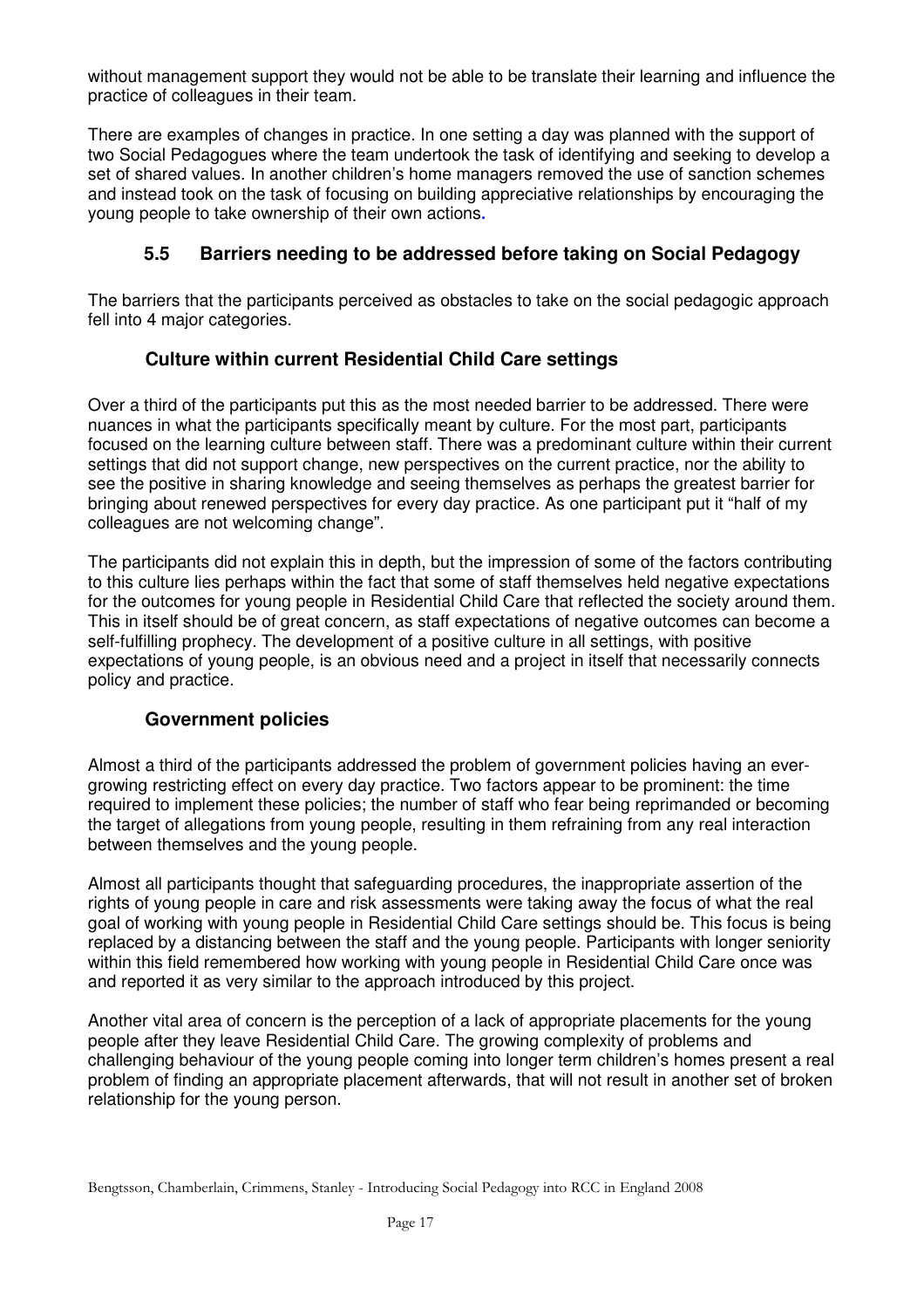without management support they would not be able to be translate their learning and influence the practice of colleagues in their team.

There are examples of changes in practice. In one setting a day was planned with the support of two Social Pedagogues where the team undertook the task of identifying and seeking to develop a set of shared values. In another children's home managers removed the use of sanction schemes and instead took on the task of focusing on building appreciative relationships by encouraging the young people to take ownership of their own actions.

### 5.5 Barriers needing to be addressed before taking on Social Pedagogy

The barriers that the participants perceived as obstacles to take on the social pedagogic approach fell into 4 major categories.

#### Culture within current Residential Child Care settings

Over a third of the participants put this as the most needed barrier to be addressed. There were nuances in what the participants specifically meant by culture. For the most part, participants focused on the learning culture between staff. There was a predominant culture within their current settings that did not support change, new perspectives on the current practice, nor the ability to see the positive in sharing knowledge and seeing themselves as perhaps the greatest barrier for bringing about renewed perspectives for every day practice. As one participant put it "half of my colleagues are not welcoming change".

The participants did not explain this in depth, but the impression of some of the factors contributing to this culture lies perhaps within the fact that some of staff themselves held negative expectations for the outcomes for young people in Residential Child Care that reflected the society around them. This in itself should be of great concern, as staff expectations of negative outcomes can become a self-fulfilling prophecy. The development of a positive culture in all settings, with positive expectations of young people, is an obvious need and a project in itself that necessarily connects policy and practice.

#### Government policies

Almost a third of the participants addressed the problem of government policies having an ever-growing restricting effect on every day practice. Two factors appear to be prominent: the time required to implement these policies; the number of staff who fear being reprimanded or becoming the target of allegations from young people, resulting in them refraining from any real interaction between themselves and the young people.

Almost all participants thought that safeguarding procedures, the inappropriate assertion of the rights of young people in care and risk assessments were taking away the focus of what the real goal of working with young people in Residential Child Care settings should be. This focus is being replaced by a distancing between the staff and the young people. Participants with longer seniority within this field remembered how working with young people in Residential Child Care once was and reported it as very similar to the approach introduced by this project.

Another vital area of concern is the perception of a lack of appropriate placements for the young people after they leave Residential Child Care. The growing complexity of problems and challenging behaviour of the young people coming into longer term children's homes present a real problem of finding an appropriate placement afterwards, that will not result in another set of broken relationship for the young person.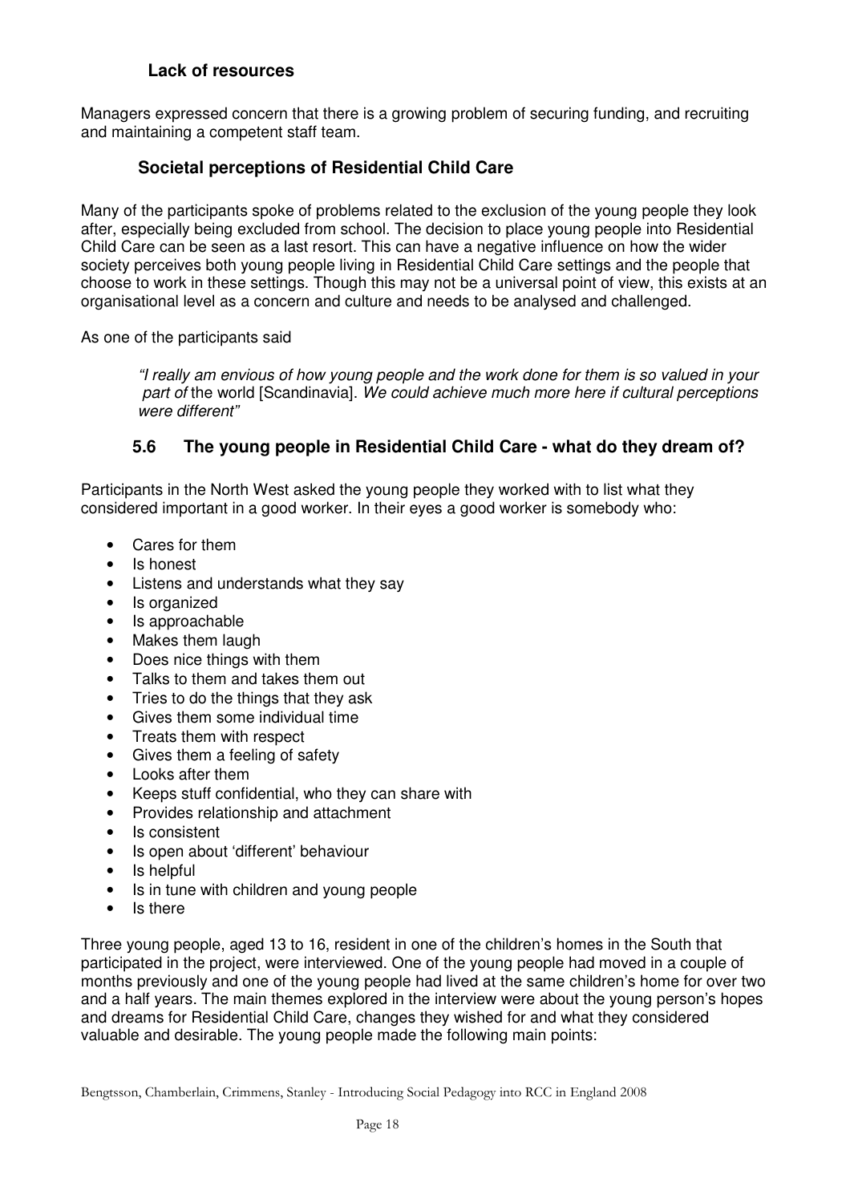### Lack of resources

Managers expressed concern that there is a growing problem of securing funding, and recruiting and maintaining a competent staff team.

### Societal perceptions of Residential Child Care

Many of the participants spoke of problems related to the exclusion of the young people they look after, especially being excluded from school. The decision to place young people into Residential Child Care can be seen as a last resort. This can have a negative influence on how the wider society perceives both young people living in Residential Child Care settings and the people that choose to work in these settings. Though this may not be a universal point of view, this exists at an organisational level as a concern and culture and needs to be analysed and challenged.

As one of the participants said

> *"I really am envious of how young people and the work done for them is so valued in your part of* the world [Scandinavia]. *We could achieve much more here if cultural perceptions were different"*

## 5.6 The young people in Residential Child Care - what do they dream of?

Participants in the North West asked the young people they worked with to list what they considered important in a good worker. In their eyes a good worker is somebody who:

- Cares for them
- Is honest
- Listens and understands what they say
- Is organized
- Is approachable
- Makes them laugh
- Does nice things with them
- Talks to them and takes them out
- Tries to do the things that they ask
- Gives them some individual time
- Treats them with respect
- Gives them a feeling of safety
- Looks after them
- Keeps stuff confidential, who they can share with
- Provides relationship and attachment
- Is consistent
- Is open about 'different' behaviour
- Is helpful
- Is in tune with children and young people
- Is there

Three young people, aged 13 to 16, resident in one of the children's homes in the South that participated in the project, were interviewed. One of the young people had moved in a couple of months previously and one of the young people had lived at the same children's home for over two and a half years. The main themes explored in the interview were about the young person's hopes and dreams for Residential Child Care, changes they wished for and what they considered valuable and desirable. The young people made the following main points: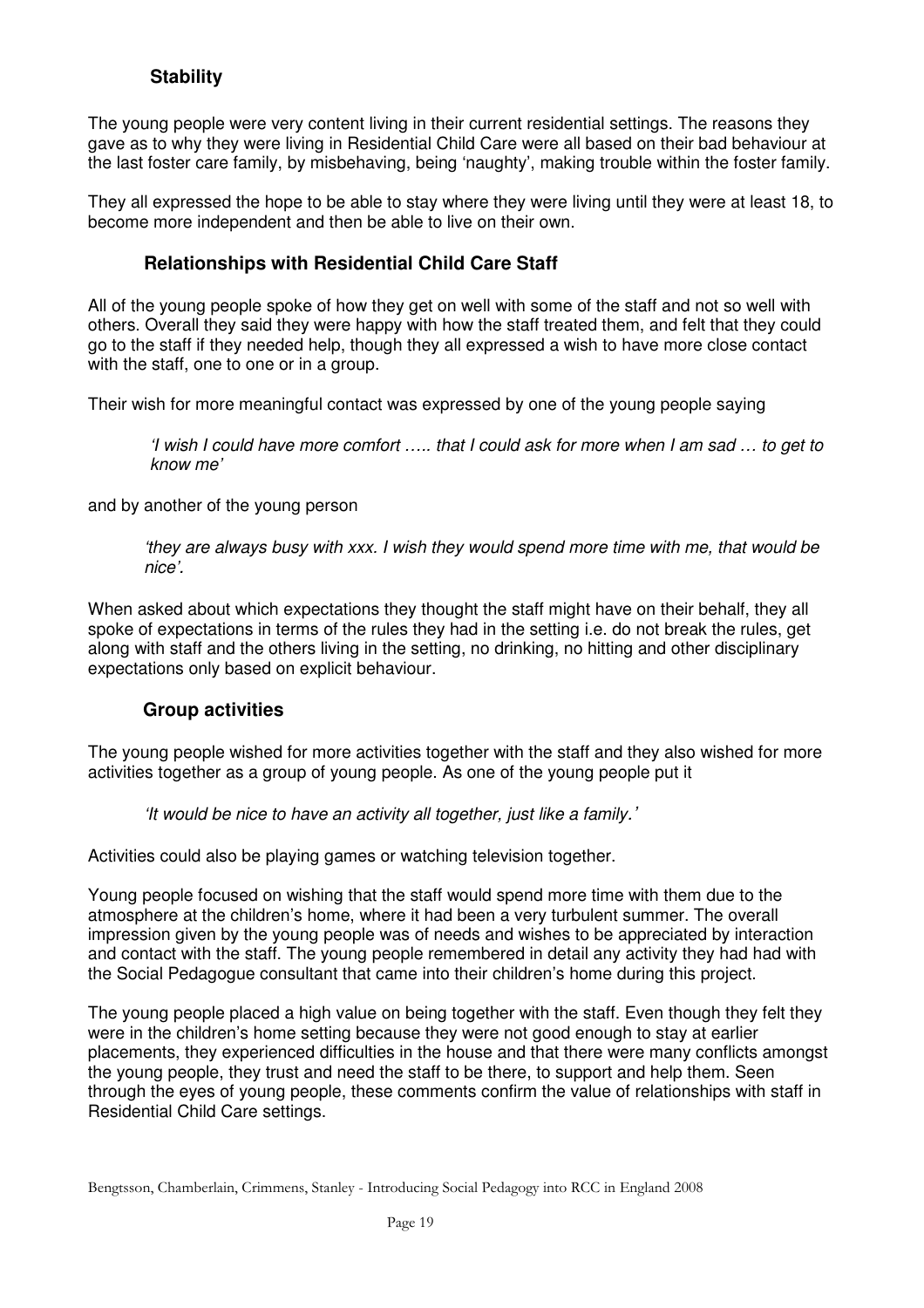### Stability

The young people were very content living in their current residential settings. The reasons they gave as to why they were living in Residential Child Care were all based on their bad behaviour at the last foster care family, by misbehaving, being 'naughty', making trouble within the foster family.

They all expressed the hope to be able to stay where they were living until they were at least 18, to become more independent and then be able to live on their own.

### Relationships with Residential Child Care Staff

All of the young people spoke of how they get on well with some of the staff and not so well with others. Overall they said they were happy with how the staff treated them, and felt that they could go to the staff if they needed help, though they all expressed a wish to have more close contact with the staff, one to one or in a group.

Their wish for more meaningful contact was expressed by one of the young people saying

> *'I wish I could have more comfort ….. that I could ask for more when I am sad … to get to know me'*

and by another of the young person

> *'they are always busy with xxx. I wish they would spend more time with me, that would be nice'.*

When asked about which expectations they thought the staff might have on their behalf, they all spoke of expectations in terms of the rules they had in the setting i.e. do not break the rules, get along with staff and the others living in the setting, no drinking, no hitting and other disciplinary expectations only based on explicit behaviour.

### Group activities

The young people wished for more activities together with the staff and they also wished for more activities together as a group of young people. As one of the young people put it

> *'It would be nice to have an activity all together, just like a family.'*

Activities could also be playing games or watching television together.

Young people focused on wishing that the staff would spend more time with them due to the atmosphere at the children's home, where it had been a very turbulent summer. The overall impression given by the young people was of needs and wishes to be appreciated by interaction and contact with the staff. The young people remembered in detail any activity they had had with the Social Pedagogue consultant that came into their children's home during this project.

The young people placed a high value on being together with the staff. Even though they felt they were in the children's home setting because they were not good enough to stay at earlier placements, they experienced difficulties in the house and that there were many conflicts amongst the young people, they trust and need the staff to be there, to support and help them. Seen through the eyes of young people, these comments confirm the value of relationships with staff in Residential Child Care settings.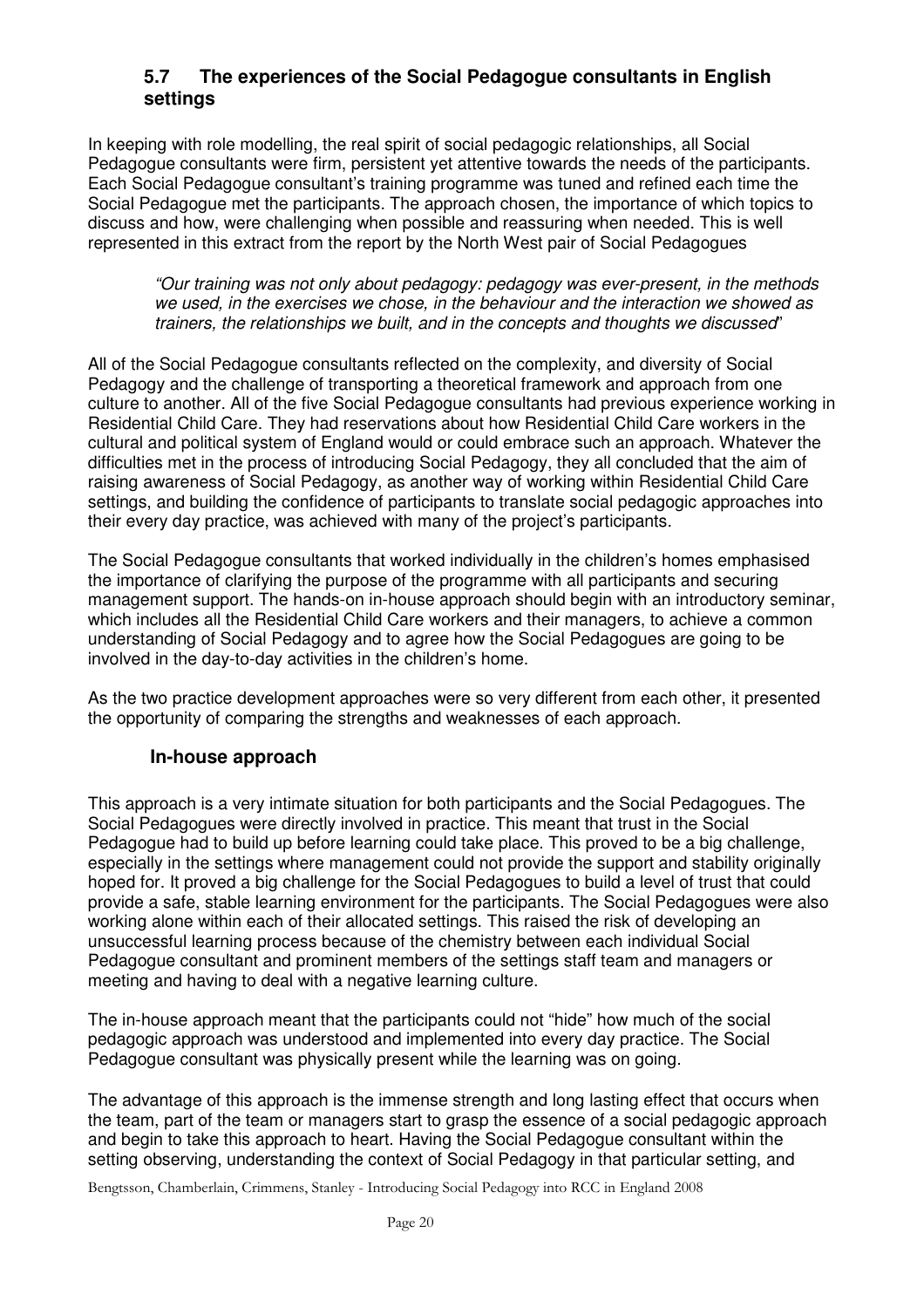## 5.7 The experiences of the Social Pedagogue consultants in English settings

In keeping with role modelling, the real spirit of social pedagogic relationships, all Social Pedagogue consultants were firm, persistent yet attentive towards the needs of the participants. Each Social Pedagogue consultant's training programme was tuned and refined each time the Social Pedagogue met the participants. The approach chosen, the importance of which topics to discuss and how, were challenging when possible and reassuring when needed. This is well represented in this extract from the report by the North West pair of Social Pedagogues

> *"Our training was not only about pedagogy: pedagogy was ever-present, in the methods we used, in the exercises we chose, in the behaviour and the interaction we showed as trainers, the relationships we built, and in the concepts and thoughts we discussed*"

All of the Social Pedagogue consultants reflected on the complexity, and diversity of Social Pedagogy and the challenge of transporting a theoretical framework and approach from one culture to another. All of the five Social Pedagogue consultants had previous experience working in Residential Child Care. They had reservations about how Residential Child Care workers in the cultural and political system of England would or could embrace such an approach. Whatever the difficulties met in the process of introducing Social Pedagogy, they all concluded that the aim of raising awareness of Social Pedagogy, as another way of working within Residential Child Care settings, and building the confidence of participants to translate social pedagogic approaches into their every day practice, was achieved with many of the project's participants.

The Social Pedagogue consultants that worked individually in the children's homes emphasised the importance of clarifying the purpose of the programme with all participants and securing management support. The hands-on in-house approach should begin with an introductory seminar, which includes all the Residential Child Care workers and their managers, to achieve a common understanding of Social Pedagogy and to agree how the Social Pedagogues are going to be involved in the day-to-day activities in the children's home.

As the two practice development approaches were so very different from each other, it presented the opportunity of comparing the strengths and weaknesses of each approach.

### In-house approach

This approach is a very intimate situation for both participants and the Social Pedagogues. The Social Pedagogues were directly involved in practice. This meant that trust in the Social Pedagogue had to build up before learning could take place. This proved to be a big challenge, especially in the settings where management could not provide the support and stability originally hoped for. It proved a big challenge for the Social Pedagogues to build a level of trust that could provide a safe, stable learning environment for the participants. The Social Pedagogues were also working alone within each of their allocated settings. This raised the risk of developing an unsuccessful learning process because of the chemistry between each individual Social Pedagogue consultant and prominent members of the settings staff team and managers or meeting and having to deal with a negative learning culture.

The in-house approach meant that the participants could not "hide" how much of the social pedagogic approach was understood and implemented into every day practice. The Social Pedagogue consultant was physically present while the learning was on going.

The advantage of this approach is the immense strength and long lasting effect that occurs when the team, part of the team or managers start to grasp the essence of a social pedagogic approach and begin to take this approach to heart. Having the Social Pedagogue consultant within the setting observing, understanding the context of Social Pedagogy in that particular setting, and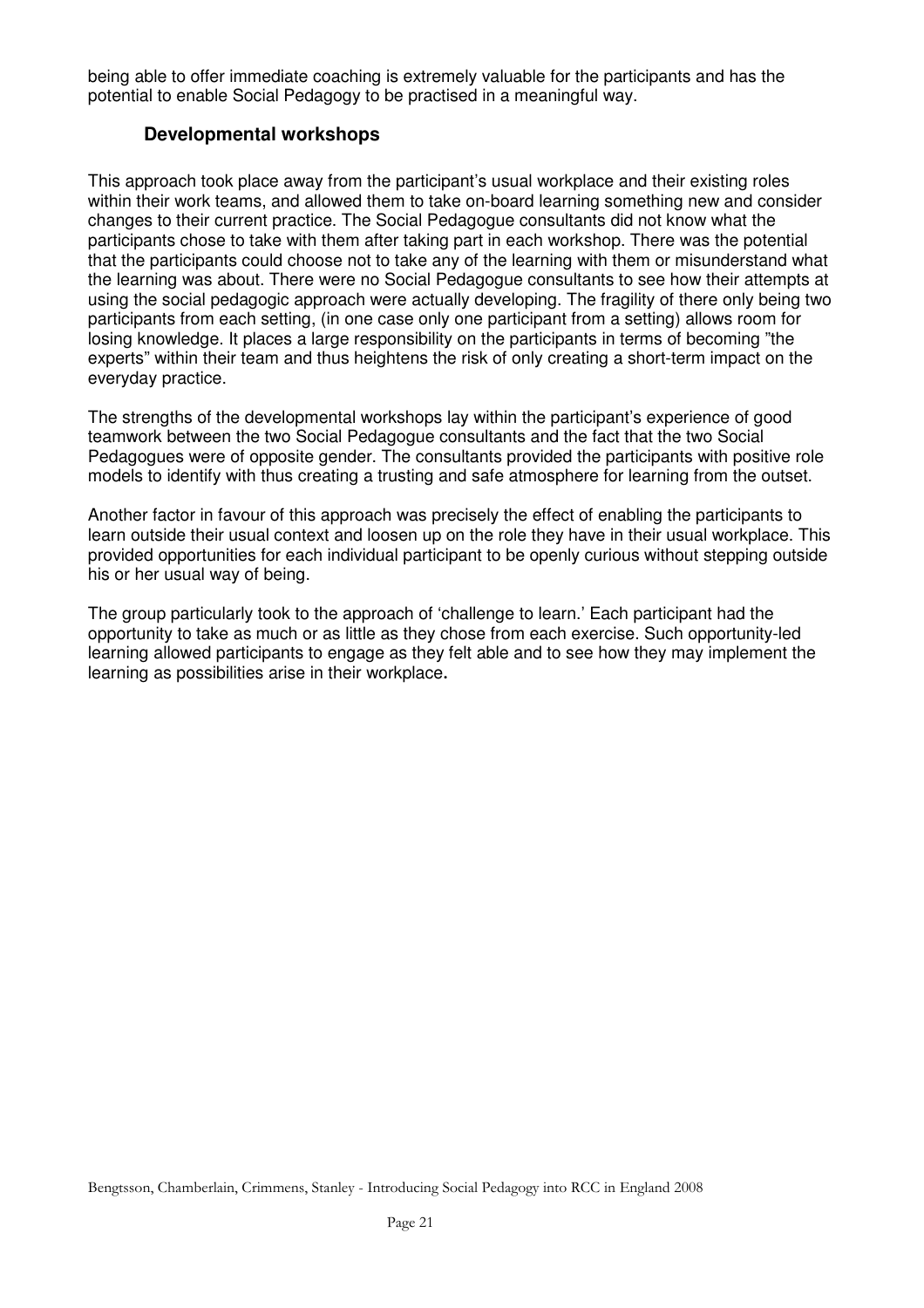being able to offer immediate coaching is extremely valuable for the participants and has the potential to enable Social Pedagogy to be practised in a meaningful way.

### Developmental workshops

This approach took place away from the participant's usual workplace and their existing roles within their work teams, and allowed them to take on-board learning something new and consider changes to their current practice. The Social Pedagogue consultants did not know what the participants chose to take with them after taking part in each workshop. There was the potential that the participants could choose not to take any of the learning with them or misunderstand what the learning was about. There were no Social Pedagogue consultants to see how their attempts at using the social pedagogic approach were actually developing. The fragility of there only being two participants from each setting, (in one case only one participant from a setting) allows room for losing knowledge. It places a large responsibility on the participants in terms of becoming "the experts" within their team and thus heightens the risk of only creating a short-term impact on the everyday practice.

The strengths of the developmental workshops lay within the participant's experience of good teamwork between the two Social Pedagogue consultants and the fact that the two Social Pedagogues were of opposite gender. The consultants provided the participants with positive role models to identify with thus creating a trusting and safe atmosphere for learning from the outset.

Another factor in favour of this approach was precisely the effect of enabling the participants to learn outside their usual context and loosen up on the role they have in their usual workplace. This provided opportunities for each individual participant to be openly curious without stepping outside his or her usual way of being.

The group particularly took to the approach of 'challenge to learn.' Each participant had the opportunity to take as much or as little as they chose from each exercise. Such opportunity-led learning allowed participants to engage as they felt able and to see how they may implement the learning as possibilities arise in their workplace.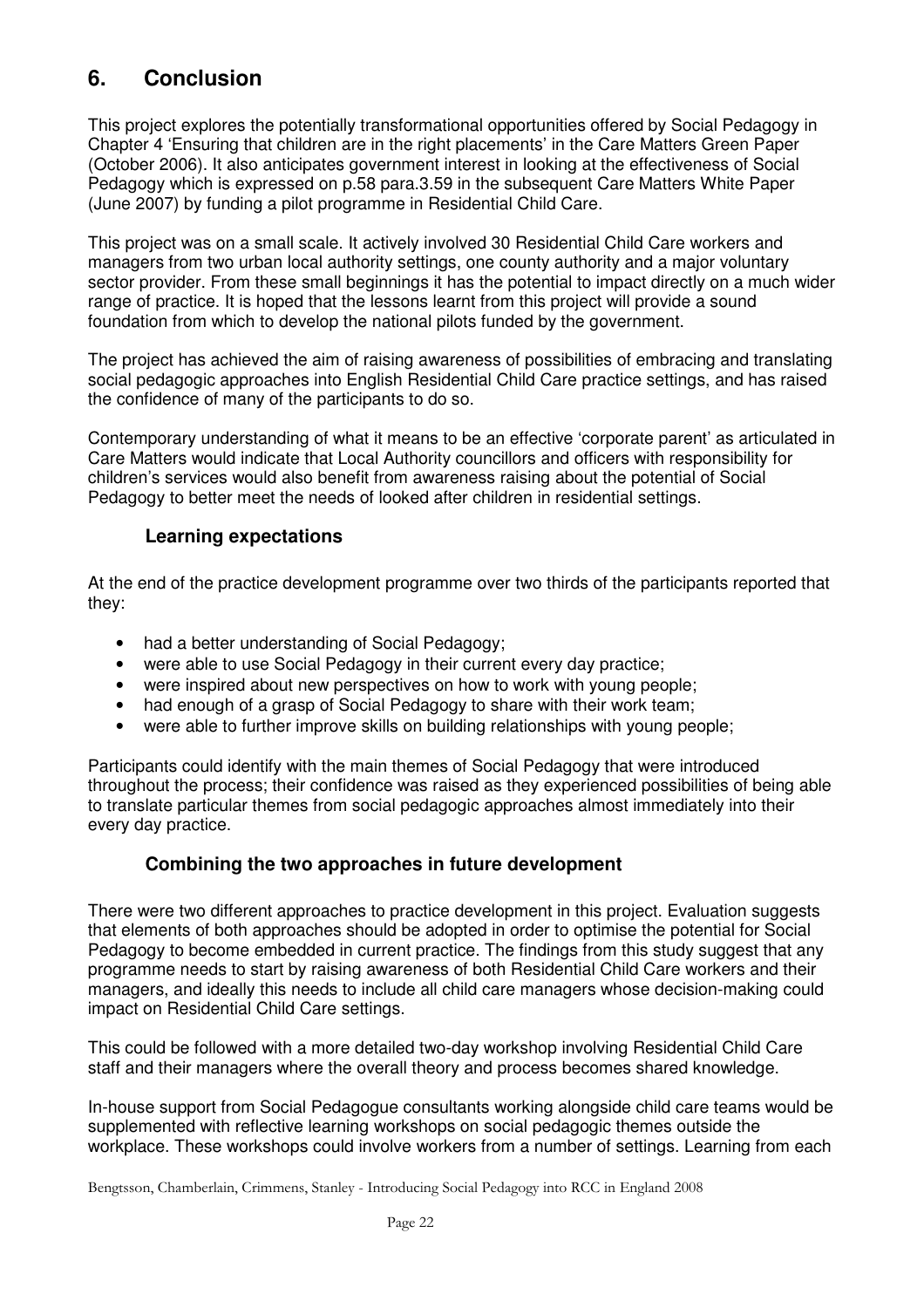# 6. Conclusion

This project explores the potentially transformational opportunities offered by Social Pedagogy in Chapter 4 'Ensuring that children are in the right placements' in the Care Matters Green Paper (October 2006). It also anticipates government interest in looking at the effectiveness of Social Pedagogy which is expressed on p.58 para.3.59 in the subsequent Care Matters White Paper (June 2007) by funding a pilot programme in Residential Child Care.

This project was on a small scale. It actively involved 30 Residential Child Care workers and managers from two urban local authority settings, one county authority and a major voluntary sector provider. From these small beginnings it has the potential to impact directly on a much wider range of practice. It is hoped that the lessons learnt from this project will provide a sound foundation from which to develop the national pilots funded by the government.

The project has achieved the aim of raising awareness of possibilities of embracing and translating social pedagogic approaches into English Residential Child Care practice settings, and has raised the confidence of many of the participants to do so.

Contemporary understanding of what it means to be an effective 'corporate parent' as articulated in Care Matters would indicate that Local Authority councillors and officers with responsibility for children's services would also benefit from awareness raising about the potential of Social Pedagogy to better meet the needs of looked after children in residential settings.

### Learning expectations

At the end of the practice development programme over two thirds of the participants reported that they:

- had a better understanding of Social Pedagogy;
- were able to use Social Pedagogy in their current every day practice;
- were inspired about new perspectives on how to work with young people;
- had enough of a grasp of Social Pedagogy to share with their work team;
- were able to further improve skills on building relationships with young people;

Participants could identify with the main themes of Social Pedagogy that were introduced throughout the process; their confidence was raised as they experienced possibilities of being able to translate particular themes from social pedagogic approaches almost immediately into their every day practice.

### Combining the two approaches in future development

There were two different approaches to practice development in this project. Evaluation suggests that elements of both approaches should be adopted in order to optimise the potential for Social Pedagogy to become embedded in current practice. The findings from this study suggest that any programme needs to start by raising awareness of both Residential Child Care workers and their managers, and ideally this needs to include all child care managers whose decision-making could impact on Residential Child Care settings.

This could be followed with a more detailed two-day workshop involving Residential Child Care staff and their managers where the overall theory and process becomes shared knowledge.

In-house support from Social Pedagogue consultants working alongside child care teams would be supplemented with reflective learning workshops on social pedagogic themes outside the workplace. These workshops could involve workers from a number of settings. Learning from each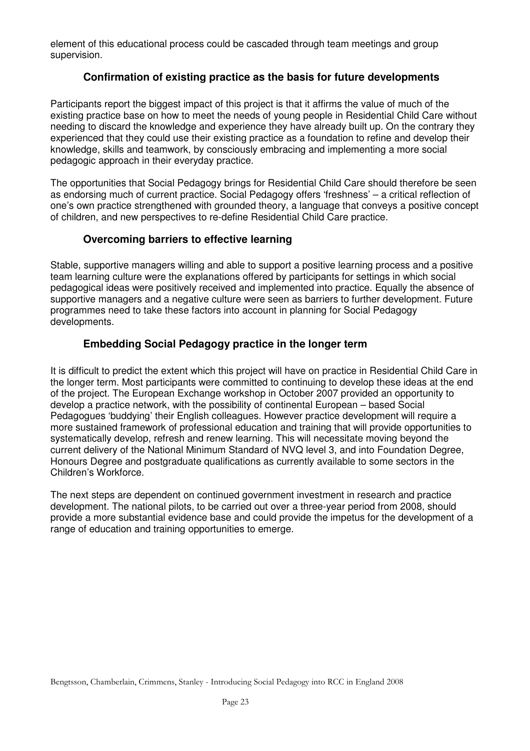element of this educational process could be cascaded through team meetings and group supervision.

### Confirmation of existing practice as the basis for future developments

Participants report the biggest impact of this project is that it affirms the value of much of the existing practice base on how to meet the needs of young people in Residential Child Care without needing to discard the knowledge and experience they have already built up. On the contrary they experienced that they could use their existing practice as a foundation to refine and develop their knowledge, skills and teamwork, by consciously embracing and implementing a more social pedagogic approach in their everyday practice.

The opportunities that Social Pedagogy brings for Residential Child Care should therefore be seen as endorsing much of current practice. Social Pedagogy offers 'freshness' – a critical reflection of one's own practice strengthened with grounded theory, a language that conveys a positive concept of children, and new perspectives to re-define Residential Child Care practice.

### Overcoming barriers to effective learning

Stable, supportive managers willing and able to support a positive learning process and a positive team learning culture were the explanations offered by participants for settings in which social pedagogical ideas were positively received and implemented into practice. Equally the absence of supportive managers and a negative culture were seen as barriers to further development. Future programmes need to take these factors into account in planning for Social Pedagogy developments.

### Embedding Social Pedagogy practice in the longer term

It is difficult to predict the extent which this project will have on practice in Residential Child Care in the longer term. Most participants were committed to continuing to develop these ideas at the end of the project. The European Exchange workshop in October 2007 provided an opportunity to develop a practice network, with the possibility of continental European – based Social Pedagogues 'buddying' their English colleagues. However practice development will require a more sustained framework of professional education and training that will provide opportunities to systematically develop, refresh and renew learning. This will necessitate moving beyond the current delivery of the National Minimum Standard of NVQ level 3, and into Foundation Degree, Honours Degree and postgraduate qualifications as currently available to some sectors in the Children's Workforce.

The next steps are dependent on continued government investment in research and practice development. The national pilots, to be carried out over a three-year period from 2008, should provide a more substantial evidence base and could provide the impetus for the development of a range of education and training opportunities to emerge.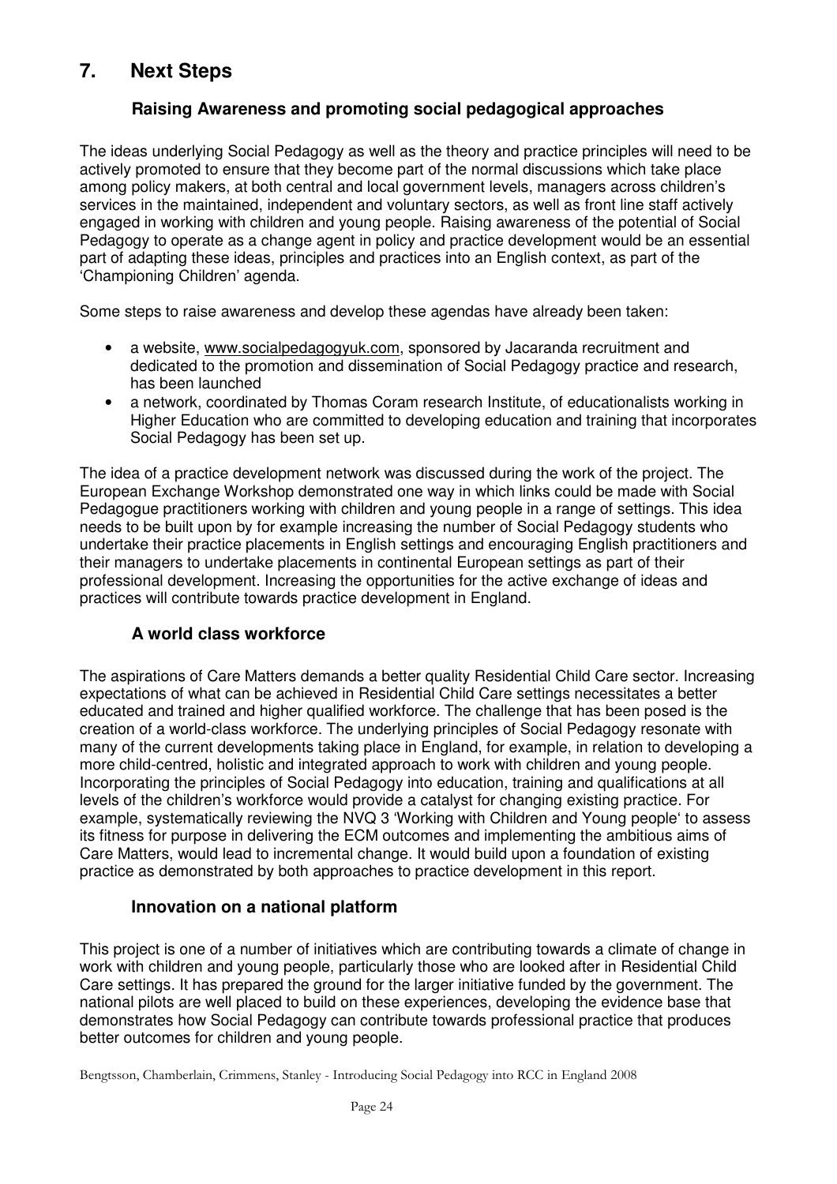## 7. Next Steps

### Raising Awareness and promoting social pedagogical approaches

The ideas underlying Social Pedagogy as well as the theory and practice principles will need to be actively promoted to ensure that they become part of the normal discussions which take place among policy makers, at both central and local government levels, managers across children's services in the maintained, independent and voluntary sectors, as well as front line staff actively engaged in working with children and young people. Raising awareness of the potential of Social Pedagogy to operate as a change agent in policy and practice development would be an essential part of adapting these ideas, principles and practices into an English context, as part of the 'Championing Children' agenda.

Some steps to raise awareness and develop these agendas have already been taken:

- a website, www.socialpedagogyuk.com, sponsored by Jacaranda recruitment and dedicated to the promotion and dissemination of Social Pedagogy practice and research, has been launched
- a network, coordinated by Thomas Coram research Institute, of educationalists working in Higher Education who are committed to developing education and training that incorporates Social Pedagogy has been set up.

The idea of a practice development network was discussed during the work of the project. The European Exchange Workshop demonstrated one way in which links could be made with Social Pedagogue practitioners working with children and young people in a range of settings. This idea needs to be built upon by for example increasing the number of Social Pedagogy students who undertake their practice placements in English settings and encouraging English practitioners and their managers to undertake placements in continental European settings as part of their professional development. Increasing the opportunities for the active exchange of ideas and practices will contribute towards practice development in England.

### A world class workforce

The aspirations of Care Matters demands a better quality Residential Child Care sector. Increasing expectations of what can be achieved in Residential Child Care settings necessitates a better educated and trained and higher qualified workforce. The challenge that has been posed is the creation of a world-class workforce. The underlying principles of Social Pedagogy resonate with many of the current developments taking place in England, for example, in relation to developing a more child-centred, holistic and integrated approach to work with children and young people. Incorporating the principles of Social Pedagogy into education, training and qualifications at all levels of the children's workforce would provide a catalyst for changing existing practice. For example, systematically reviewing the NVQ 3 'Working with Children and Young people' to assess its fitness for purpose in delivering the ECM outcomes and implementing the ambitious aims of Care Matters, would lead to incremental change. It would build upon a foundation of existing practice as demonstrated by both approaches to practice development in this report.

### Innovation on a national platform

This project is one of a number of initiatives which are contributing towards a climate of change in work with children and young people, particularly those who are looked after in Residential Child Care settings. It has prepared the ground for the larger initiative funded by the government. The national pilots are well placed to build on these experiences, developing the evidence base that demonstrates how Social Pedagogy can contribute towards professional practice that produces better outcomes for children and young people.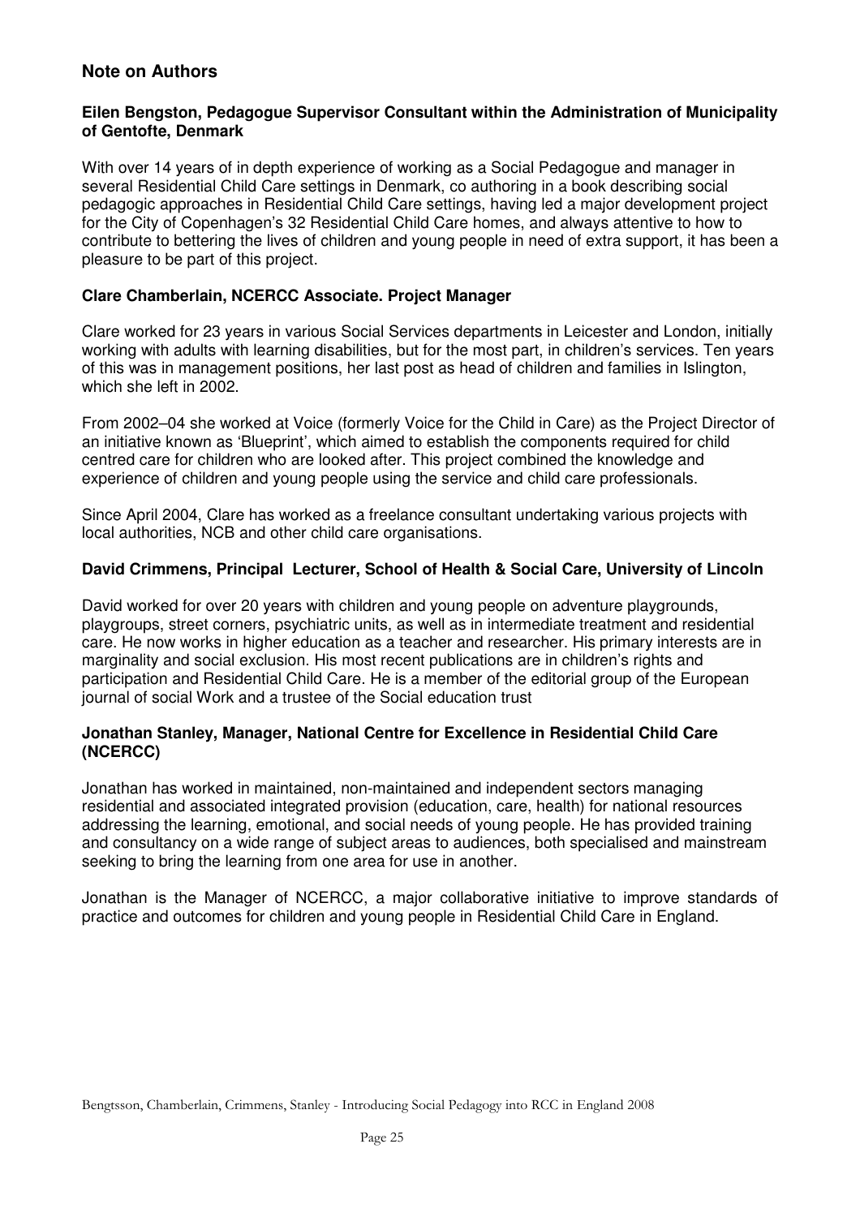## Note on Authors

**Eilen Bengston, Pedagogue Supervisor Consultant within the Administration of Municipality of Gentofte, Denmark**

With over 14 years of in depth experience of working as a Social Pedagogue and manager in several Residential Child Care settings in Denmark, co authoring in a book describing social pedagogic approaches in Residential Child Care settings, having led a major development project for the City of Copenhagen's 32 Residential Child Care homes, and always attentive to how to contribute to bettering the lives of children and young people in need of extra support, it has been a pleasure to be part of this project.

**Clare Chamberlain, NCERCC Associate. Project Manager**

Clare worked for 23 years in various Social Services departments in Leicester and London, initially working with adults with learning disabilities, but for the most part, in children's services. Ten years of this was in management positions, her last post as head of children and families in Islington, which she left in 2002.

From 2002–04 she worked at Voice (formerly Voice for the Child in Care) as the Project Director of an initiative known as 'Blueprint', which aimed to establish the components required for child centred care for children who are looked after. This project combined the knowledge and experience of children and young people using the service and child care professionals.

Since April 2004, Clare has worked as a freelance consultant undertaking various projects with local authorities, NCB and other child care organisations.

**David Crimmens, Principal Lecturer, School of Health & Social Care, University of Lincoln**

David worked for over 20 years with children and young people on adventure playgrounds, playgroups, street corners, psychiatric units, as well as in intermediate treatment and residential care. He now works in higher education as a teacher and researcher. His primary interests are in marginality and social exclusion. His most recent publications are in children's rights and participation and Residential Child Care. He is a member of the editorial group of the European journal of social Work and a trustee of the Social education trust

**Jonathan Stanley, Manager, National Centre for Excellence in Residential Child Care (NCERCC)**

Jonathan has worked in maintained, non-maintained and independent sectors managing residential and associated integrated provision (education, care, health) for national resources addressing the learning, emotional, and social needs of young people. He has provided training and consultancy on a wide range of subject areas to audiences, both specialised and mainstream seeking to bring the learning from one area for use in another.

Jonathan is the Manager of NCERCC, a major collaborative initiative to improve standards of practice and outcomes for children and young people in Residential Child Care in England.